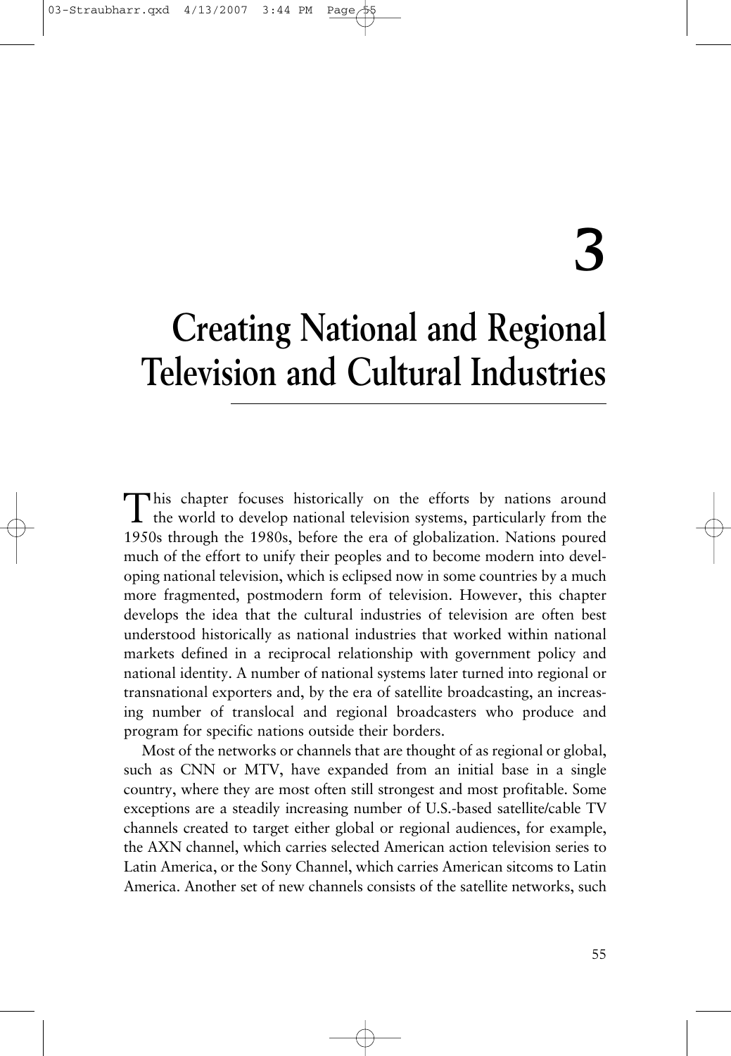# 3

# Creating National and Regional Television and Cultural Industries

This chapter focuses historically on the efforts by nations around the world to develop national television systems, particularly from the 1950s through the 1980s, before the era of globalization. Nations poured much of the effort to unify their peoples and to become modern into developing national television, which is eclipsed now in some countries by a much more fragmented, postmodern form of television. However, this chapter develops the idea that the cultural industries of television are often best understood historically as national industries that worked within national markets defined in a reciprocal relationship with government policy and national identity. A number of national systems later turned into regional or transnational exporters and, by the era of satellite broadcasting, an increasing number of translocal and regional broadcasters who produce and program for specific nations outside their borders.

Most of the networks or channels that are thought of as regional or global, such as CNN or MTV, have expanded from an initial base in a single country, where they are most often still strongest and most profitable. Some exceptions are a steadily increasing number of U.S.-based satellite/cable TV channels created to target either global or regional audiences, for example, the AXN channel, which carries selected American action television series to Latin America, or the Sony Channel, which carries American sitcoms to Latin America. Another set of new channels consists of the satellite networks, such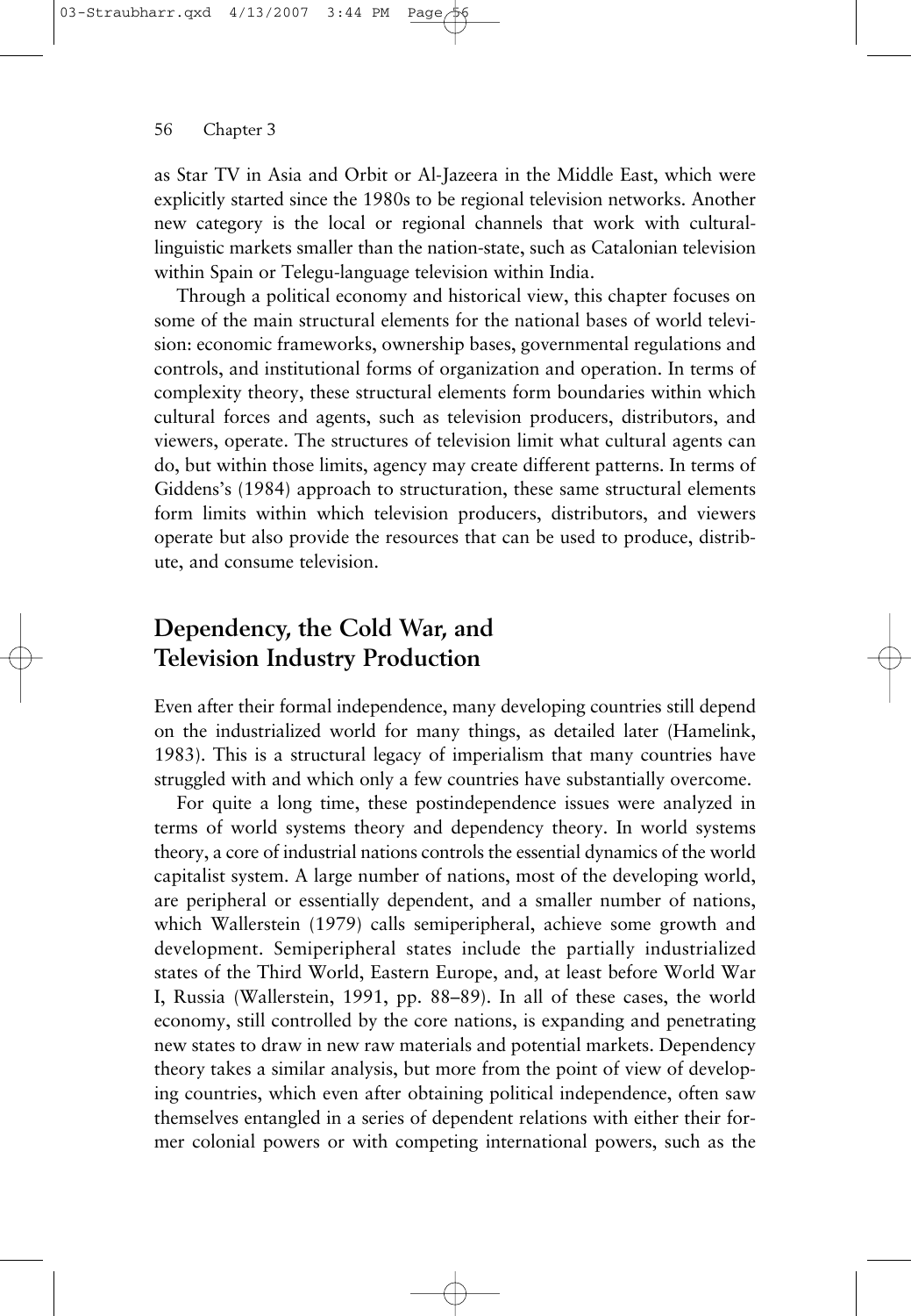as Star TV in Asia and Orbit or Al-Jazeera in the Middle East, which were explicitly started since the 1980s to be regional television networks. Another new category is the local or regional channels that work with cultural-linguistic markets smaller than the nation-state, such as Catalonian television within Spain or Telegu-language television within India.

Through a political economy and historical view, this chapter focuses on some of the main structural elements for the national bases of world television: economic frameworks, ownership bases, governmental regulations and controls, and institutional forms of organization and operation. In terms of complexity theory, these structural elements form boundaries within which cultural forces and agents, such as television producers, distributors, and viewers, operate. The structures of television limit what cultural agents can do, but within those limits, agency may create different patterns. In terms of Giddens's (1984) approach to structuration, these same structural elements form limits within which television producers, distributors, and viewers operate but also provide the resources that can be used to produce, distribute, and consume television.

## Dependency, the Cold War, and Television Industry Production

Even after their formal independence, many developing countries still depend on the industrialized world for many things, as detailed later (Hamelink, 1983). This is a structural legacy of imperialism that many countries have struggled with and which only a few countries have substantially overcome.

For quite a long time, these postindependence issues were analyzed in terms of world systems theory and dependency theory. In world systems theory, a core of industrial nations controls the essential dynamics of the world capitalist system. A large number of nations, most of the developing world, are peripheral or essentially dependent, and a smaller number of nations, which Wallerstein (1979) calls semiperipheral, achieve some growth and development. Semiperipheral states include the partially industrialized states of the Third World, Eastern Europe, and, at least before World War I, Russia (Wallerstein, 1991, pp. 88–89). In all of these cases, the world economy, still controlled by the core nations, is expanding and penetrating new states to draw in new raw materials and potential markets. Dependency theory takes a similar analysis, but more from the point of view of developing countries, which even after obtaining political independence, often saw themselves entangled in a series of dependent relations with either their former colonial powers or with competing international powers, such as the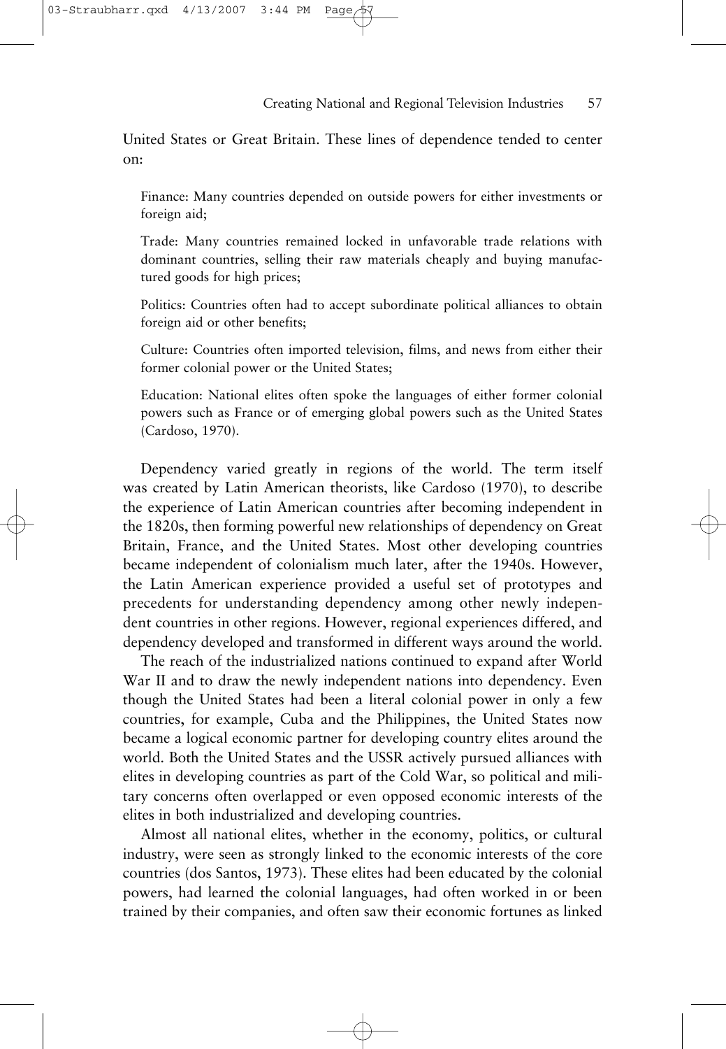United States or Great Britain. These lines of dependence tended to center on:

Finance: Many countries depended on outside powers for either investments or foreign aid;

Trade: Many countries remained locked in unfavorable trade relations with dominant countries, selling their raw materials cheaply and buying manufactured goods for high prices;

Politics: Countries often had to accept subordinate political alliances to obtain foreign aid or other benefits;

Culture: Countries often imported television, films, and news from either their former colonial power or the United States;

Education: National elites often spoke the languages of either former colonial powers such as France or of emerging global powers such as the United States (Cardoso, 1970).

Dependency varied greatly in regions of the world. The term itself was created by Latin American theorists, like Cardoso (1970), to describe the experience of Latin American countries after becoming independent in the 1820s, then forming powerful new relationships of dependency on Great Britain, France, and the United States. Most other developing countries became independent of colonialism much later, after the 1940s. However, the Latin American experience provided a useful set of prototypes and precedents for understanding dependency among other newly independent countries in other regions. However, regional experiences differed, and dependency developed and transformed in different ways around the world.

The reach of the industrialized nations continued to expand after World War II and to draw the newly independent nations into dependency. Even though the United States had been a literal colonial power in only a few countries, for example, Cuba and the Philippines, the United States now became a logical economic partner for developing country elites around the world. Both the United States and the USSR actively pursued alliances with elites in developing countries as part of the Cold War, so political and military concerns often overlapped or even opposed economic interests of the elites in both industrialized and developing countries.

Almost all national elites, whether in the economy, politics, or cultural industry, were seen as strongly linked to the economic interests of the core countries (dos Santos, 1973). These elites had been educated by the colonial powers, had learned the colonial languages, had often worked in or been trained by their companies, and often saw their economic fortunes as linked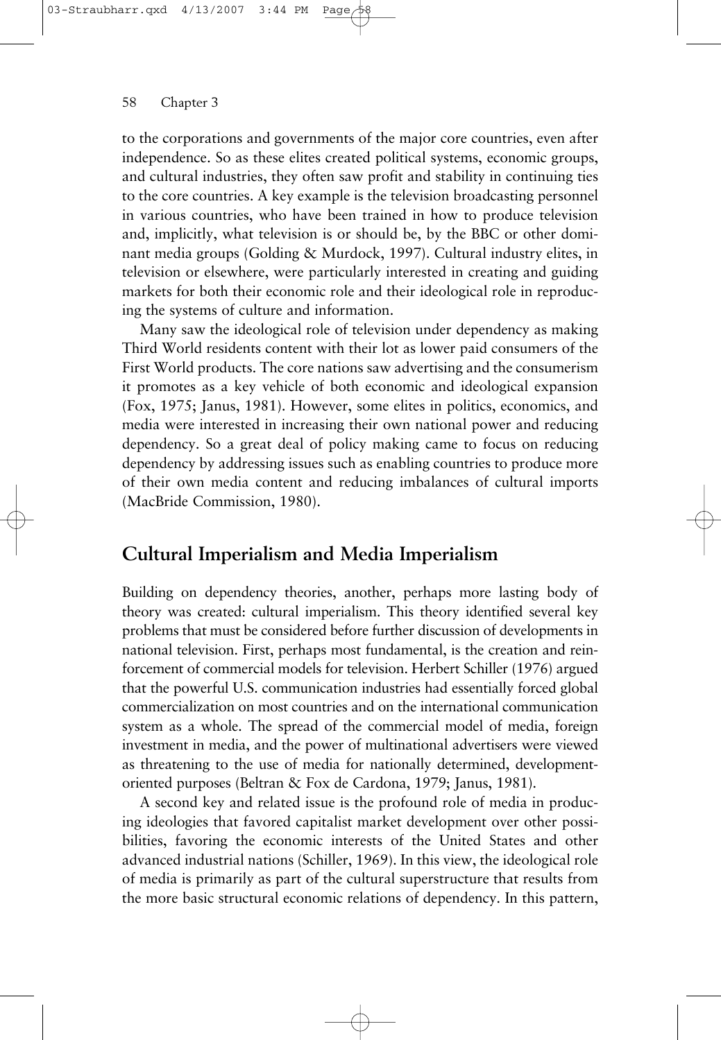to the corporations and governments of the major core countries, even after independence. So as these elites created political systems, economic groups, and cultural industries, they often saw profit and stability in continuing ties to the core countries. A key example is the television broadcasting personnel in various countries, who have been trained in how to produce television and, implicitly, what television is or should be, by the BBC or other dominant media groups (Golding & Murdock, 1997). Cultural industry elites, in television or elsewhere, were particularly interested in creating and guiding markets for both their economic role and their ideological role in reproducing the systems of culture and information.

Many saw the ideological role of television under dependency as making Third World residents content with their lot as lower paid consumers of the First World products. The core nations saw advertising and the consumerism it promotes as a key vehicle of both economic and ideological expansion (Fox, 1975; Janus, 1981). However, some elites in politics, economics, and media were interested in increasing their own national power and reducing dependency. So a great deal of policy making came to focus on reducing dependency by addressing issues such as enabling countries to produce more of their own media content and reducing imbalances of cultural imports (MacBride Commission, 1980).

## Cultural Imperialism and Media Imperialism

Building on dependency theories, another, perhaps more lasting body of theory was created: cultural imperialism. This theory identified several key problems that must be considered before further discussion of developments in national television. First, perhaps most fundamental, is the creation and reinforcement of commercial models for television. Herbert Schiller (1976) argued that the powerful U.S. communication industries had essentially forced global commercialization on most countries and on the international communication system as a whole. The spread of the commercial model of media, foreign investment in media, and the power of multinational advertisers were viewed as threatening to the use of media for nationally determined, development-oriented purposes (Beltran & Fox de Cardona, 1979; Janus, 1981).

A second key and related issue is the profound role of media in producing ideologies that favored capitalist market development over other possibilities, favoring the economic interests of the United States and other advanced industrial nations (Schiller, 1969). In this view, the ideological role of media is primarily as part of the cultural superstructure that results from the more basic structural economic relations of dependency. In this pattern,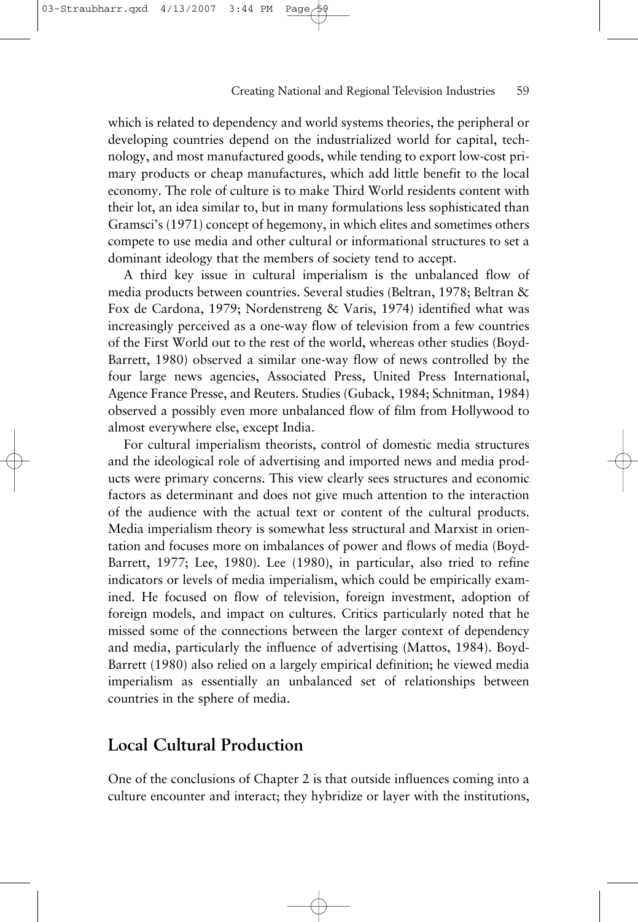which is related to dependency and world systems theories, the peripheral or developing countries depend on the industrialized world for capital, technology, and most manufactured goods, while tending to export low-cost primary products or cheap manufactures, which add little benefit to the local economy. The role of culture is to make Third World residents content with their lot, an idea similar to, but in many formulations less sophisticated than Gramsci's (1971) concept of hegemony, in which elites and sometimes others compete to use media and other cultural or informational structures to set a dominant ideology that the members of society tend to accept.

A third key issue in cultural imperialism is the unbalanced flow of media products between countries. Several studies (Beltran, 1978; Beltran & Fox de Cardona, 1979; Nordenstreng & Varis, 1974) identified what was increasingly perceived as a one-way flow of television from a few countries of the First World out to the rest of the world, whereas other studies (Boyd-Barrett, 1980) observed a similar one-way flow of news controlled by the four large news agencies, Associated Press, United Press International, Agence France Presse, and Reuters. Studies (Guback, 1984; Schnitman, 1984) observed a possibly even more unbalanced flow of film from Hollywood to almost everywhere else, except India.

For cultural imperialism theorists, control of domestic media structures and the ideological role of advertising and imported news and media products were primary concerns. This view clearly sees structures and economic factors as determinant and does not give much attention to the interaction of the audience with the actual text or content of the cultural products. Media imperialism theory is somewhat less structural and Marxist in orientation and focuses more on imbalances of power and flows of media (Boyd-Barrett, 1977; Lee, 1980). Lee (1980), in particular, also tried to refine indicators or levels of media imperialism, which could be empirically examined. He focused on flow of television, foreign investment, adoption of foreign models, and impact on cultures. Critics particularly noted that he missed some of the connections between the larger context of dependency and media, particularly the influence of advertising (Mattos, 1984). Boyd-Barrett (1980) also relied on a largely empirical definition; he viewed media imperialism as essentially an unbalanced set of relationships between countries in the sphere of media.

## Local Cultural Production

One of the conclusions of Chapter 2 is that outside influences coming into a culture encounter and interact; they hybridize or layer with the institutions,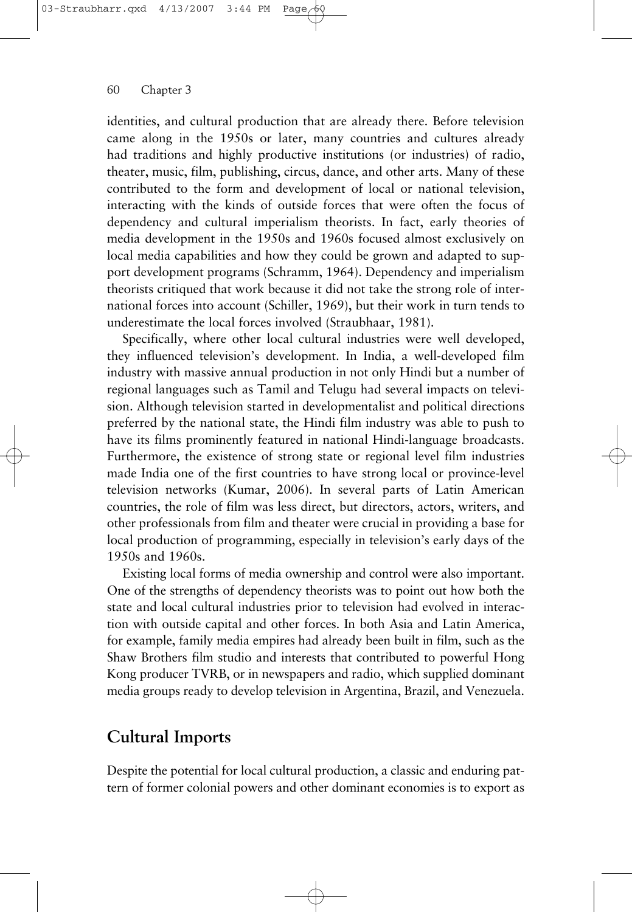identities, and cultural production that are already there. Before television came along in the 1950s or later, many countries and cultures already had traditions and highly productive institutions (or industries) of radio, theater, music, film, publishing, circus, dance, and other arts. Many of these contributed to the form and development of local or national television, interacting with the kinds of outside forces that were often the focus of dependency and cultural imperialism theorists. In fact, early theories of media development in the 1950s and 1960s focused almost exclusively on local media capabilities and how they could be grown and adapted to support development programs (Schramm, 1964). Dependency and imperialism theorists critiqued that work because it did not take the strong role of international forces into account (Schiller, 1969), but their work in turn tends to underestimate the local forces involved (Straubhaar, 1981).

Specifically, where other local cultural industries were well developed, they influenced television's development. In India, a well-developed film industry with massive annual production in not only Hindi but a number of regional languages such as Tamil and Telugu had several impacts on television. Although television started in developmentalist and political directions preferred by the national state, the Hindi film industry was able to push to have its films prominently featured in national Hindi-language broadcasts. Furthermore, the existence of strong state or regional level film industries made India one of the first countries to have strong local or province-level television networks (Kumar, 2006). In several parts of Latin American countries, the role of film was less direct, but directors, actors, writers, and other professionals from film and theater were crucial in providing a base for local production of programming, especially in television's early days of the 1950s and 1960s.

Existing local forms of media ownership and control were also important. One of the strengths of dependency theorists was to point out how both the state and local cultural industries prior to television had evolved in interaction with outside capital and other forces. In both Asia and Latin America, for example, family media empires had already been built in film, such as the Shaw Brothers film studio and interests that contributed to powerful Hong Kong producer TVRB, or in newspapers and radio, which supplied dominant media groups ready to develop television in Argentina, Brazil, and Venezuela.

## Cultural Imports

Despite the potential for local cultural production, a classic and enduring pattern of former colonial powers and other dominant economies is to export as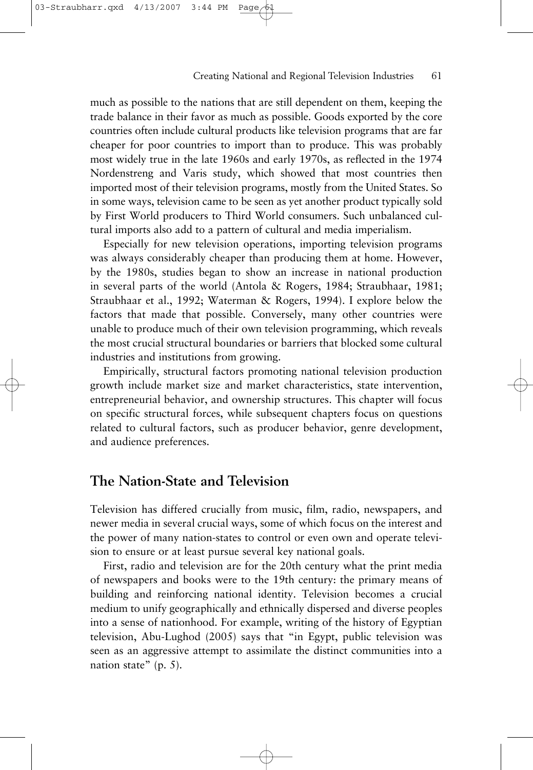much as possible to the nations that are still dependent on them, keeping the trade balance in their favor as much as possible. Goods exported by the core countries often include cultural products like television programs that are far cheaper for poor countries to import than to produce. This was probably most widely true in the late 1960s and early 1970s, as reflected in the 1974 Nordenstreng and Varis study, which showed that most countries then imported most of their television programs, mostly from the United States. So in some ways, television came to be seen as yet another product typically sold by First World producers to Third World consumers. Such unbalanced cultural imports also add to a pattern of cultural and media imperialism.

Especially for new television operations, importing television programs was always considerably cheaper than producing them at home. However, by the 1980s, studies began to show an increase in national production in several parts of the world (Antola & Rogers, 1984; Straubhaar, 1981; Straubhaar et al., 1992; Waterman & Rogers, 1994). I explore below the factors that made that possible. Conversely, many other countries were unable to produce much of their own television programming, which reveals the most crucial structural boundaries or barriers that blocked some cultural industries and institutions from growing.

Empirically, structural factors promoting national television production growth include market size and market characteristics, state intervention, entrepreneurial behavior, and ownership structures. This chapter will focus on specific structural forces, while subsequent chapters focus on questions related to cultural factors, such as producer behavior, genre development, and audience preferences.

## The Nation-State and Television

Television has differed crucially from music, film, radio, newspapers, and newer media in several crucial ways, some of which focus on the interest and the power of many nation-states to control or even own and operate television to ensure or at least pursue several key national goals.

First, radio and television are for the 20th century what the print media of newspapers and books were to the 19th century: the primary means of building and reinforcing national identity. Television becomes a crucial medium to unify geographically and ethnically dispersed and diverse peoples into a sense of nationhood. For example, writing of the history of Egyptian television, Abu-Lughod (2005) says that "in Egypt, public television was seen as an aggressive attempt to assimilate the distinct communities into a nation state" (p. 5).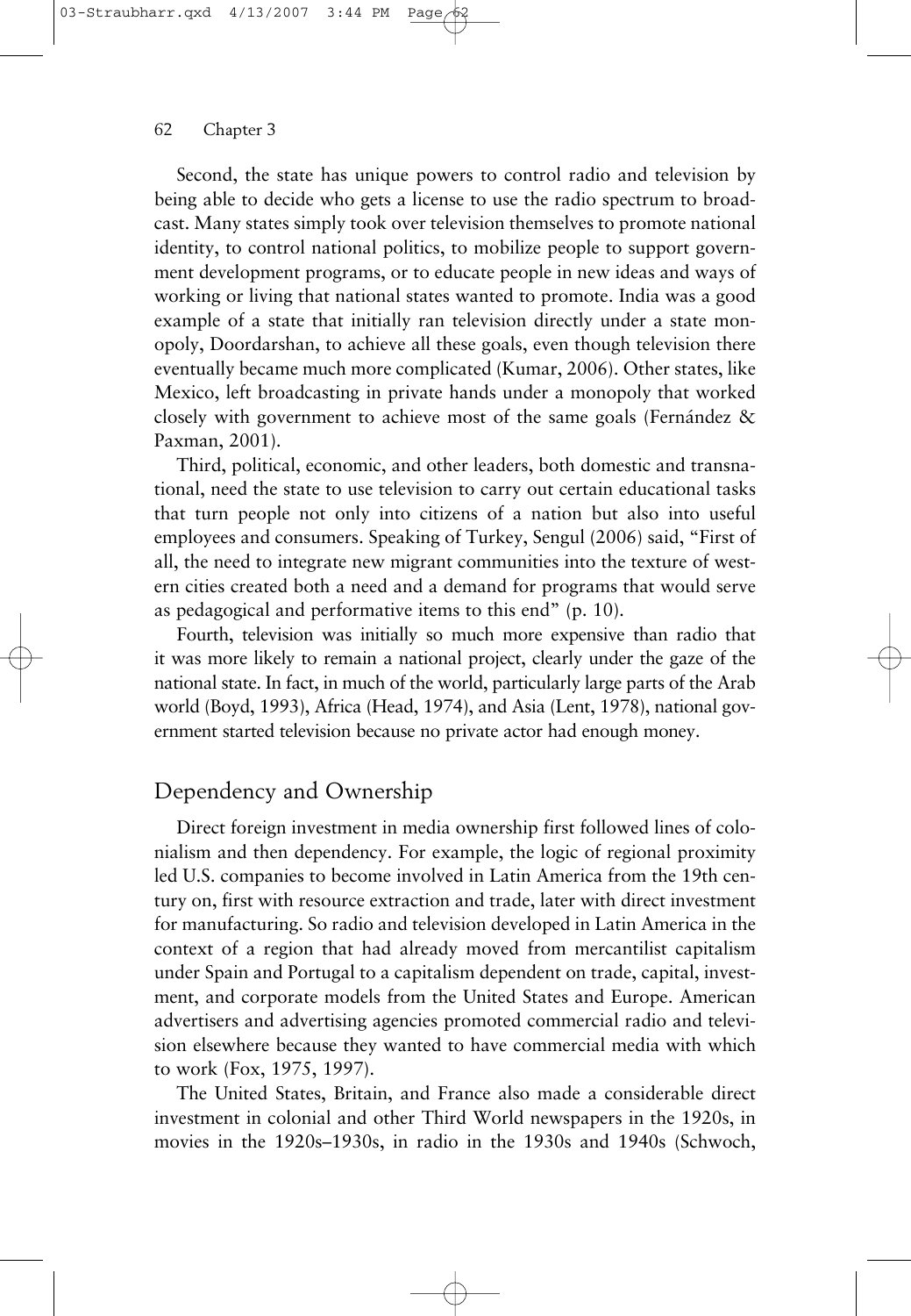Second, the state has unique powers to control radio and television by being able to decide who gets a license to use the radio spectrum to broadcast. Many states simply took over television themselves to promote national identity, to control national politics, to mobilize people to support government development programs, or to educate people in new ideas and ways of working or living that national states wanted to promote. India was a good example of a state that initially ran television directly under a state monopoly, Doordarshan, to achieve all these goals, even though television there eventually became much more complicated (Kumar, 2006). Other states, like Mexico, left broadcasting in private hands under a monopoly that worked closely with government to achieve most of the same goals (Fernández & Paxman, 2001).

Third, political, economic, and other leaders, both domestic and transnational, need the state to use television to carry out certain educational tasks that turn people not only into citizens of a nation but also into useful employees and consumers. Speaking of Turkey, Sengul (2006) said, "First of all, the need to integrate new migrant communities into the texture of western cities created both a need and a demand for programs that would serve as pedagogical and performative items to this end" (p. 10).

Fourth, television was initially so much more expensive than radio that it was more likely to remain a national project, clearly under the gaze of the national state. In fact, in much of the world, particularly large parts of the Arab world (Boyd, 1993), Africa (Head, 1974), and Asia (Lent, 1978), national government started television because no private actor had enough money.

## Dependency and Ownership

Direct foreign investment in media ownership first followed lines of colonialism and then dependency. For example, the logic of regional proximity led U.S. companies to become involved in Latin America from the 19th century on, first with resource extraction and trade, later with direct investment for manufacturing. So radio and television developed in Latin America in the context of a region that had already moved from mercantilist capitalism under Spain and Portugal to a capitalism dependent on trade, capital, investment, and corporate models from the United States and Europe. American advertisers and advertising agencies promoted commercial radio and television elsewhere because they wanted to have commercial media with which to work (Fox, 1975, 1997).

The United States, Britain, and France also made a considerable direct investment in colonial and other Third World newspapers in the 1920s, in movies in the 1920s–1930s, in radio in the 1930s and 1940s (Schwoch,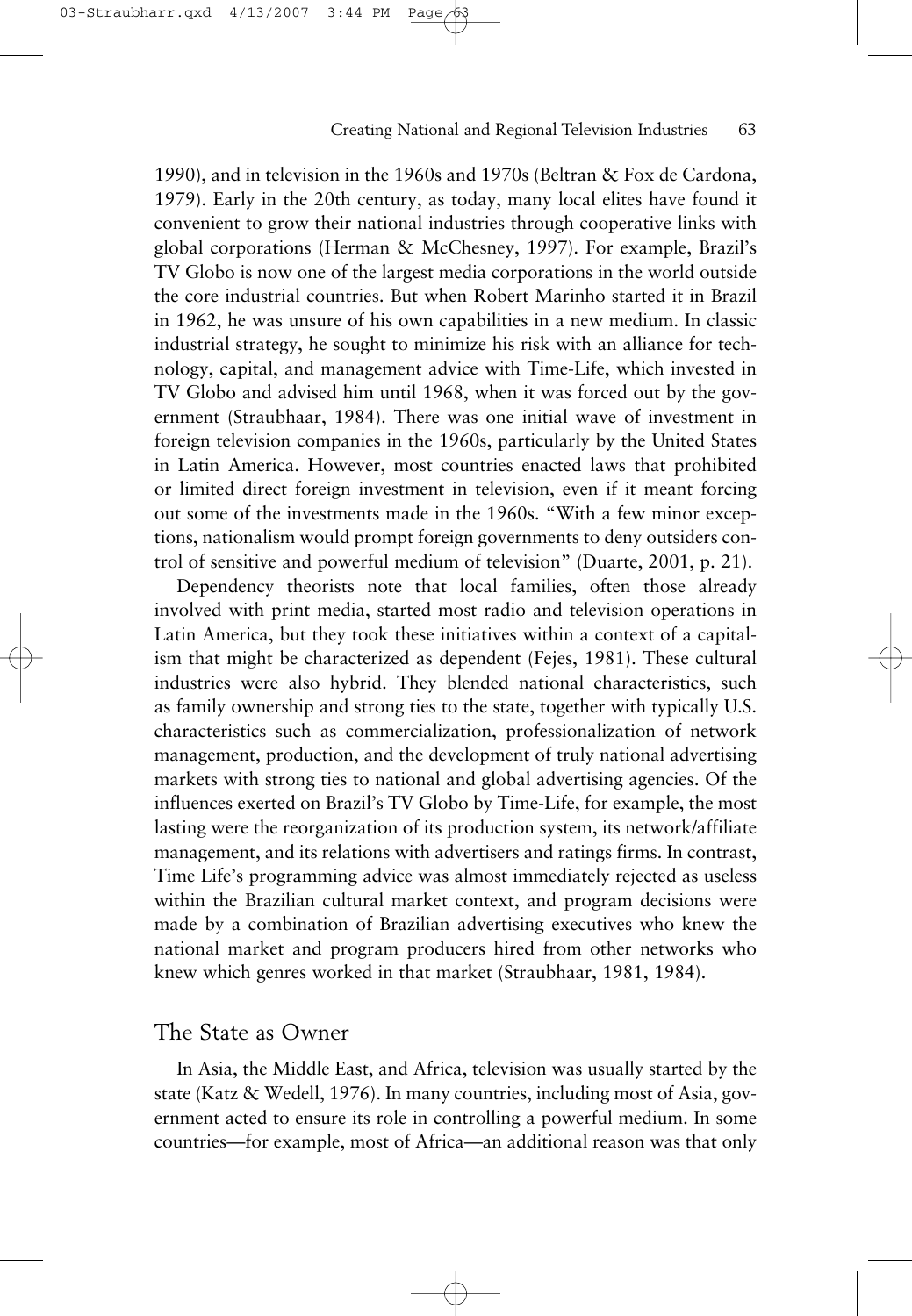1990), and in television in the 1960s and 1970s (Beltran & Fox de Cardona, 1979). Early in the 20th century, as today, many local elites have found it convenient to grow their national industries through cooperative links with global corporations (Herman & McChesney, 1997). For example, Brazil's TV Globo is now one of the largest media corporations in the world outside the core industrial countries. But when Robert Marinho started it in Brazil in 1962, he was unsure of his own capabilities in a new medium. In classic industrial strategy, he sought to minimize his risk with an alliance for technology, capital, and management advice with Time-Life, which invested in TV Globo and advised him until 1968, when it was forced out by the government (Straubhaar, 1984). There was one initial wave of investment in foreign television companies in the 1960s, particularly by the United States in Latin America. However, most countries enacted laws that prohibited or limited direct foreign investment in television, even if it meant forcing out some of the investments made in the 1960s. "With a few minor exceptions, nationalism would prompt foreign governments to deny outsiders control of sensitive and powerful medium of television" (Duarte, 2001, p. 21).

Dependency theorists note that local families, often those already involved with print media, started most radio and television operations in Latin America, but they took these initiatives within a context of a capitalism that might be characterized as dependent (Fejes, 1981). These cultural industries were also hybrid. They blended national characteristics, such as family ownership and strong ties to the state, together with typically U.S. characteristics such as commercialization, professionalization of network management, production, and the development of truly national advertising markets with strong ties to national and global advertising agencies. Of the influences exerted on Brazil's TV Globo by Time-Life, for example, the most lasting were the reorganization of its production system, its network/affiliate management, and its relations with advertisers and ratings firms. In contrast, Time Life's programming advice was almost immediately rejected as useless within the Brazilian cultural market context, and program decisions were made by a combination of Brazilian advertising executives who knew the national market and program producers hired from other networks who knew which genres worked in that market (Straubhaar, 1981, 1984).

## The State as Owner

In Asia, the Middle East, and Africa, television was usually started by the state (Katz & Wedell, 1976). In many countries, including most of Asia, government acted to ensure its role in controlling a powerful medium. In some countries—for example, most of Africa—an additional reason was that only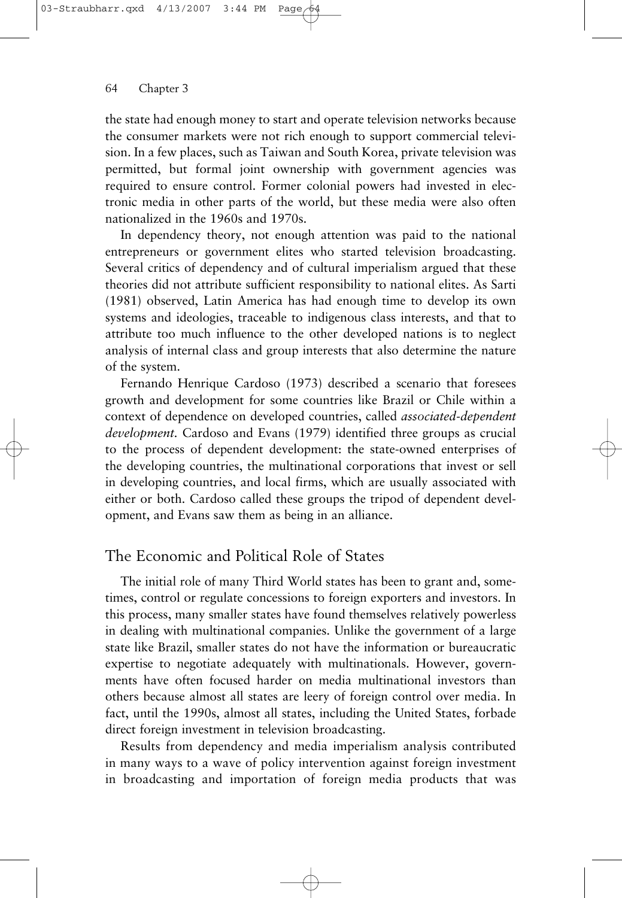the state had enough money to start and operate television networks because the consumer markets were not rich enough to support commercial television. In a few places, such as Taiwan and South Korea, private television was permitted, but formal joint ownership with government agencies was required to ensure control. Former colonial powers had invested in electronic media in other parts of the world, but these media were also often nationalized in the 1960s and 1970s.

In dependency theory, not enough attention was paid to the national entrepreneurs or government elites who started television broadcasting. Several critics of dependency and of cultural imperialism argued that these theories did not attribute sufficient responsibility to national elites. As Sarti (1981) observed, Latin America has had enough time to develop its own systems and ideologies, traceable to indigenous class interests, and that to attribute too much influence to the other developed nations is to neglect analysis of internal class and group interests that also determine the nature of the system.

Fernando Henrique Cardoso (1973) described a scenario that foresees growth and development for some countries like Brazil or Chile within a context of dependence on developed countries, called *associated-dependent development*. Cardoso and Evans (1979) identified three groups as crucial to the process of dependent development: the state-owned enterprises of the developing countries, the multinational corporations that invest or sell in developing countries, and local firms, which are usually associated with either or both. Cardoso called these groups the tripod of dependent development, and Evans saw them as being in an alliance.

## The Economic and Political Role of States

The initial role of many Third World states has been to grant and, sometimes, control or regulate concessions to foreign exporters and investors. In this process, many smaller states have found themselves relatively powerless in dealing with multinational companies. Unlike the government of a large state like Brazil, smaller states do not have the information or bureaucratic expertise to negotiate adequately with multinationals. However, governments have often focused harder on media multinational investors than others because almost all states are leery of foreign control over media. In fact, until the 1990s, almost all states, including the United States, forbade direct foreign investment in television broadcasting.

Results from dependency and media imperialism analysis contributed in many ways to a wave of policy intervention against foreign investment in broadcasting and importation of foreign media products that was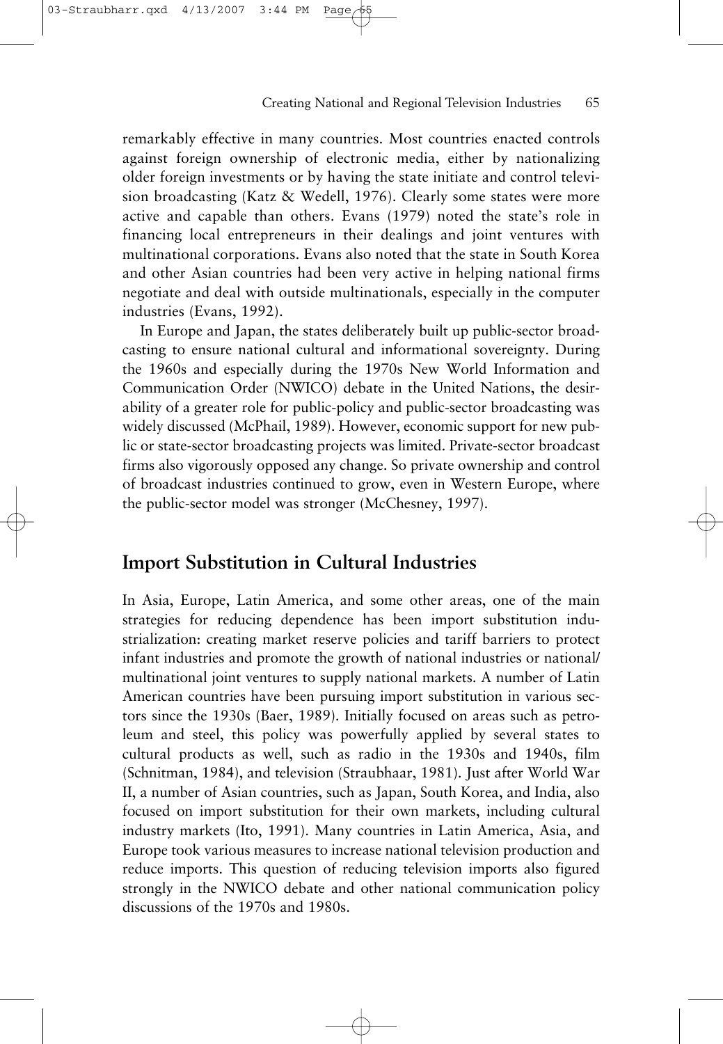remarkably effective in many countries. Most countries enacted controls against foreign ownership of electronic media, either by nationalizing older foreign investments or by having the state initiate and control television broadcasting (Katz & Wedell, 1976). Clearly some states were more active and capable than others. Evans (1979) noted the state's role in financing local entrepreneurs in their dealings and joint ventures with multinational corporations. Evans also noted that the state in South Korea and other Asian countries had been very active in helping national firms negotiate and deal with outside multinationals, especially in the computer industries (Evans, 1992).

In Europe and Japan, the states deliberately built up public-sector broadcasting to ensure national cultural and informational sovereignty. During the 1960s and especially during the 1970s New World Information and Communication Order (NWICO) debate in the United Nations, the desirability of a greater role for public-policy and public-sector broadcasting was widely discussed (McPhail, 1989). However, economic support for new public or state-sector broadcasting projects was limited. Private-sector broadcast firms also vigorously opposed any change. So private ownership and control of broadcast industries continued to grow, even in Western Europe, where the public-sector model was stronger (McChesney, 1997).

## Import Substitution in Cultural Industries

In Asia, Europe, Latin America, and some other areas, one of the main strategies for reducing dependence has been import substitution industrialization: creating market reserve policies and tariff barriers to protect infant industries and promote the growth of national industries or national/multinational joint ventures to supply national markets. A number of Latin American countries have been pursuing import substitution in various sectors since the 1930s (Baer, 1989). Initially focused on areas such as petroleum and steel, this policy was powerfully applied by several states to cultural products as well, such as radio in the 1930s and 1940s, film (Schnitman, 1984), and television (Straubhaar, 1981). Just after World War II, a number of Asian countries, such as Japan, South Korea, and India, also focused on import substitution for their own markets, including cultural industry markets (Ito, 1991). Many countries in Latin America, Asia, and Europe took various measures to increase national television production and reduce imports. This question of reducing television imports also figured strongly in the NWICO debate and other national communication policy discussions of the 1970s and 1980s.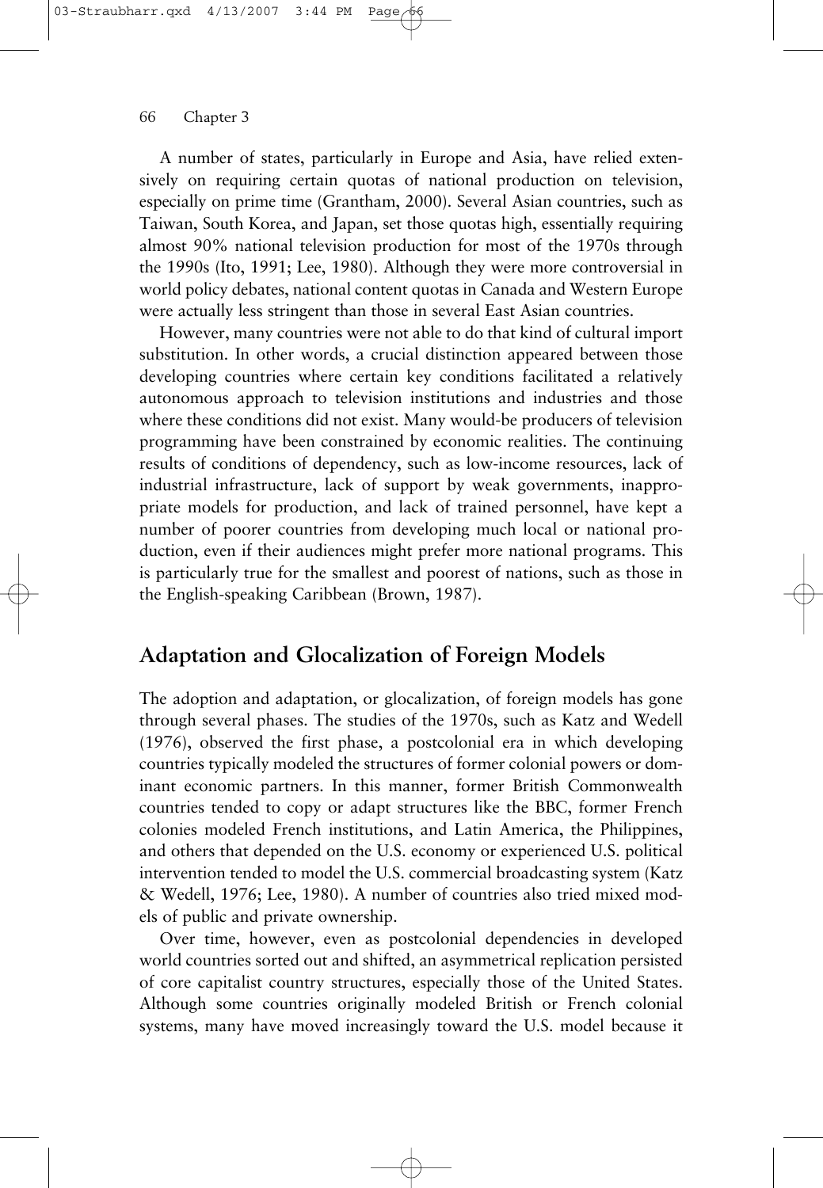A number of states, particularly in Europe and Asia, have relied extensively on requiring certain quotas of national production on television, especially on prime time (Grantham, 2000). Several Asian countries, such as Taiwan, South Korea, and Japan, set those quotas high, essentially requiring almost 90% national television production for most of the 1970s through the 1990s (Ito, 1991; Lee, 1980). Although they were more controversial in world policy debates, national content quotas in Canada and Western Europe were actually less stringent than those in several East Asian countries.

However, many countries were not able to do that kind of cultural import substitution. In other words, a crucial distinction appeared between those developing countries where certain key conditions facilitated a relatively autonomous approach to television institutions and industries and those where these conditions did not exist. Many would-be producers of television programming have been constrained by economic realities. The continuing results of conditions of dependency, such as low-income resources, lack of industrial infrastructure, lack of support by weak governments, inappropriate models for production, and lack of trained personnel, have kept a number of poorer countries from developing much local or national production, even if their audiences might prefer more national programs. This is particularly true for the smallest and poorest of nations, such as those in the English-speaking Caribbean (Brown, 1987).

## Adaptation and Glocalization of Foreign Models

The adoption and adaptation, or glocalization, of foreign models has gone through several phases. The studies of the 1970s, such as Katz and Wedell (1976), observed the first phase, a postcolonial era in which developing countries typically modeled the structures of former colonial powers or dominant economic partners. In this manner, former British Commonwealth countries tended to copy or adapt structures like the BBC, former French colonies modeled French institutions, and Latin America, the Philippines, and others that depended on the U.S. economy or experienced U.S. political intervention tended to model the U.S. commercial broadcasting system (Katz & Wedell, 1976; Lee, 1980). A number of countries also tried mixed models of public and private ownership.

Over time, however, even as postcolonial dependencies in developed world countries sorted out and shifted, an asymmetrical replication persisted of core capitalist country structures, especially those of the United States. Although some countries originally modeled British or French colonial systems, many have moved increasingly toward the U.S. model because it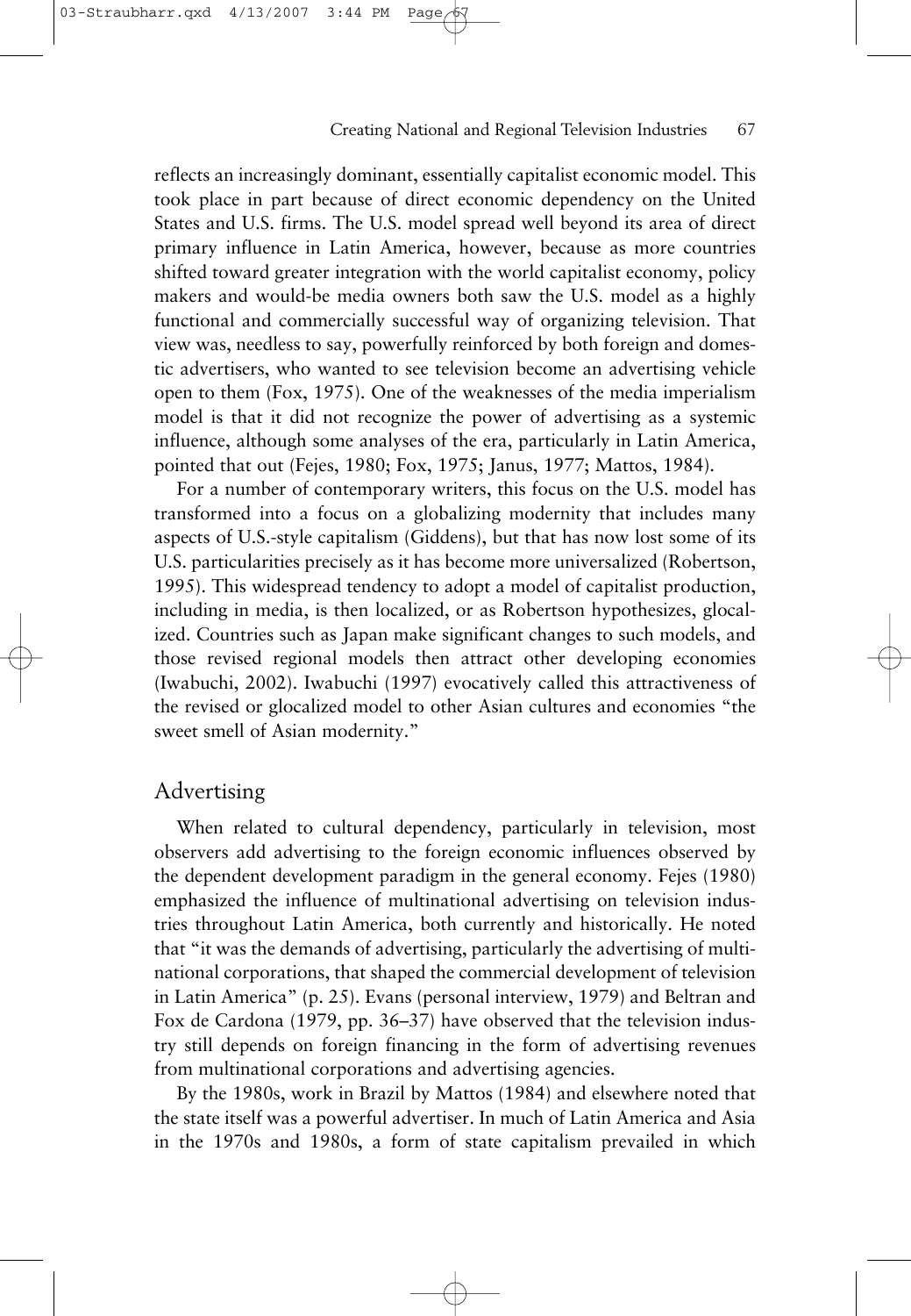reflects an increasingly dominant, essentially capitalist economic model. This took place in part because of direct economic dependency on the United States and U.S. firms. The U.S. model spread well beyond its area of direct primary influence in Latin America, however, because as more countries shifted toward greater integration with the world capitalist economy, policy makers and would-be media owners both saw the U.S. model as a highly functional and commercially successful way of organizing television. That view was, needless to say, powerfully reinforced by both foreign and domestic advertisers, who wanted to see television become an advertising vehicle open to them (Fox, 1975). One of the weaknesses of the media imperialism model is that it did not recognize the power of advertising as a systemic influence, although some analyses of the era, particularly in Latin America, pointed that out (Fejes, 1980; Fox, 1975; Janus, 1977; Mattos, 1984).

For a number of contemporary writers, this focus on the U.S. model has transformed into a focus on a globalizing modernity that includes many aspects of U.S.-style capitalism (Giddens), but that has now lost some of its U.S. particularities precisely as it has become more universalized (Robertson, 1995). This widespread tendency to adopt a model of capitalist production, including in media, is then localized, or as Robertson hypothesizes, glocalized. Countries such as Japan make significant changes to such models, and those revised regional models then attract other developing economies (Iwabuchi, 2002). Iwabuchi (1997) evocatively called this attractiveness of the revised or glocalized model to other Asian cultures and economies "the sweet smell of Asian modernity."

## Advertising

When related to cultural dependency, particularly in television, most observers add advertising to the foreign economic influences observed by the dependent development paradigm in the general economy. Fejes (1980) emphasized the influence of multinational advertising on television industries throughout Latin America, both currently and historically. He noted that "it was the demands of advertising, particularly the advertising of multinational corporations, that shaped the commercial development of television in Latin America" (p. 25). Evans (personal interview, 1979) and Beltran and Fox de Cardona (1979, pp. 36–37) have observed that the television industry still depends on foreign financing in the form of advertising revenues from multinational corporations and advertising agencies.

By the 1980s, work in Brazil by Mattos (1984) and elsewhere noted that the state itself was a powerful advertiser. In much of Latin America and Asia in the 1970s and 1980s, a form of state capitalism prevailed in which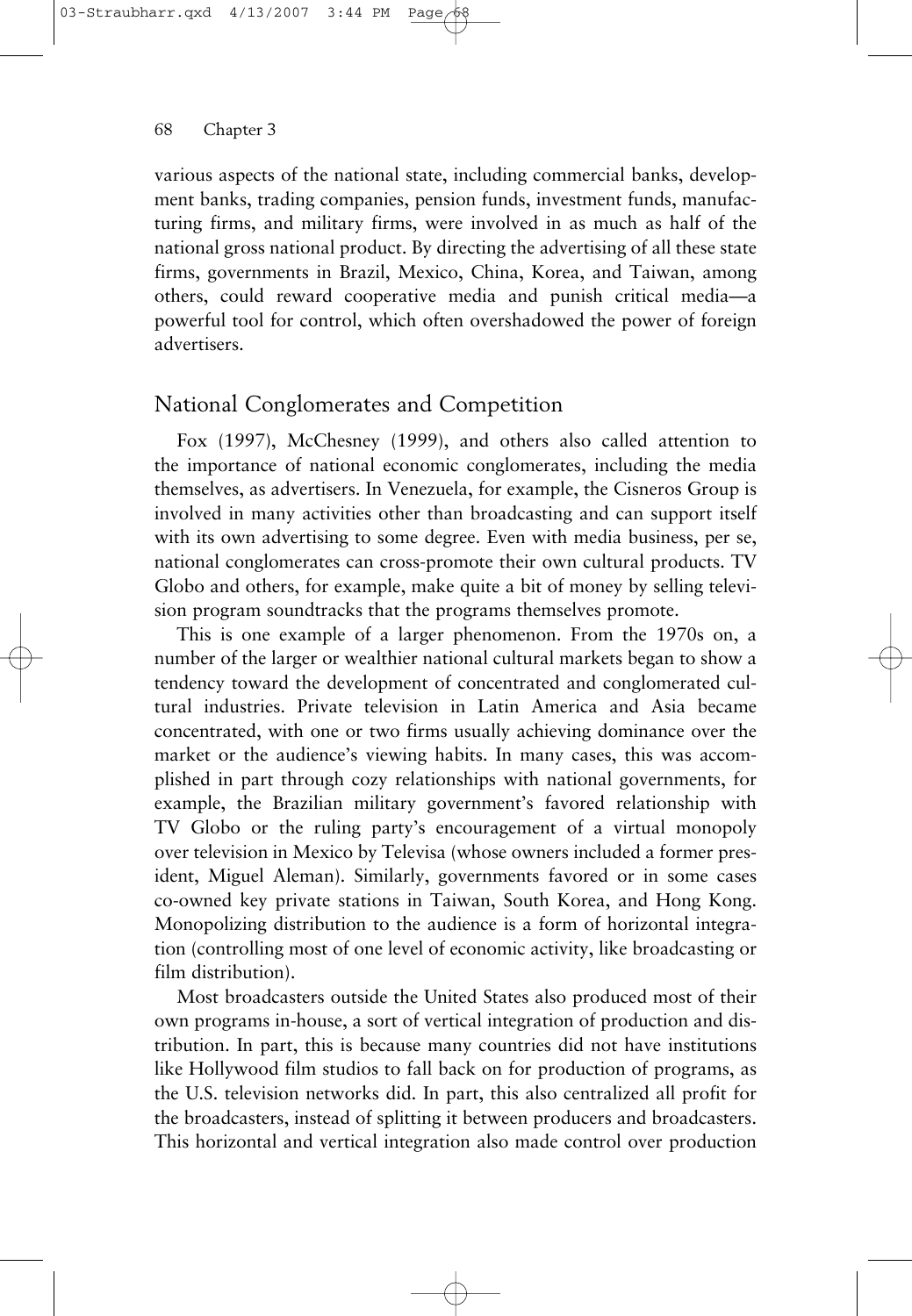various aspects of the national state, including commercial banks, development banks, trading companies, pension funds, investment funds, manufacturing firms, and military firms, were involved in as much as half of the national gross national product. By directing the advertising of all these state firms, governments in Brazil, Mexico, China, Korea, and Taiwan, among others, could reward cooperative media and punish critical media—a powerful tool for control, which often overshadowed the power of foreign advertisers.

## National Conglomerates and Competition

Fox (1997), McChesney (1999), and others also called attention to the importance of national economic conglomerates, including the media themselves, as advertisers. In Venezuela, for example, the Cisneros Group is involved in many activities other than broadcasting and can support itself with its own advertising to some degree. Even with media business, per se, national conglomerates can cross-promote their own cultural products. TV Globo and others, for example, make quite a bit of money by selling television program soundtracks that the programs themselves promote.

This is one example of a larger phenomenon. From the 1970s on, a number of the larger or wealthier national cultural markets began to show a tendency toward the development of concentrated and conglomerated cultural industries. Private television in Latin America and Asia became concentrated, with one or two firms usually achieving dominance over the market or the audience's viewing habits. In many cases, this was accomplished in part through cozy relationships with national governments, for example, the Brazilian military government's favored relationship with TV Globo or the ruling party's encouragement of a virtual monopoly over television in Mexico by Televisa (whose owners included a former president, Miguel Aleman). Similarly, governments favored or in some cases co-owned key private stations in Taiwan, South Korea, and Hong Kong. Monopolizing distribution to the audience is a form of horizontal integration (controlling most of one level of economic activity, like broadcasting or film distribution).

Most broadcasters outside the United States also produced most of their own programs in-house, a sort of vertical integration of production and distribution. In part, this is because many countries did not have institutions like Hollywood film studios to fall back on for production of programs, as the U.S. television networks did. In part, this also centralized all profit for the broadcasters, instead of splitting it between producers and broadcasters. This horizontal and vertical integration also made control over production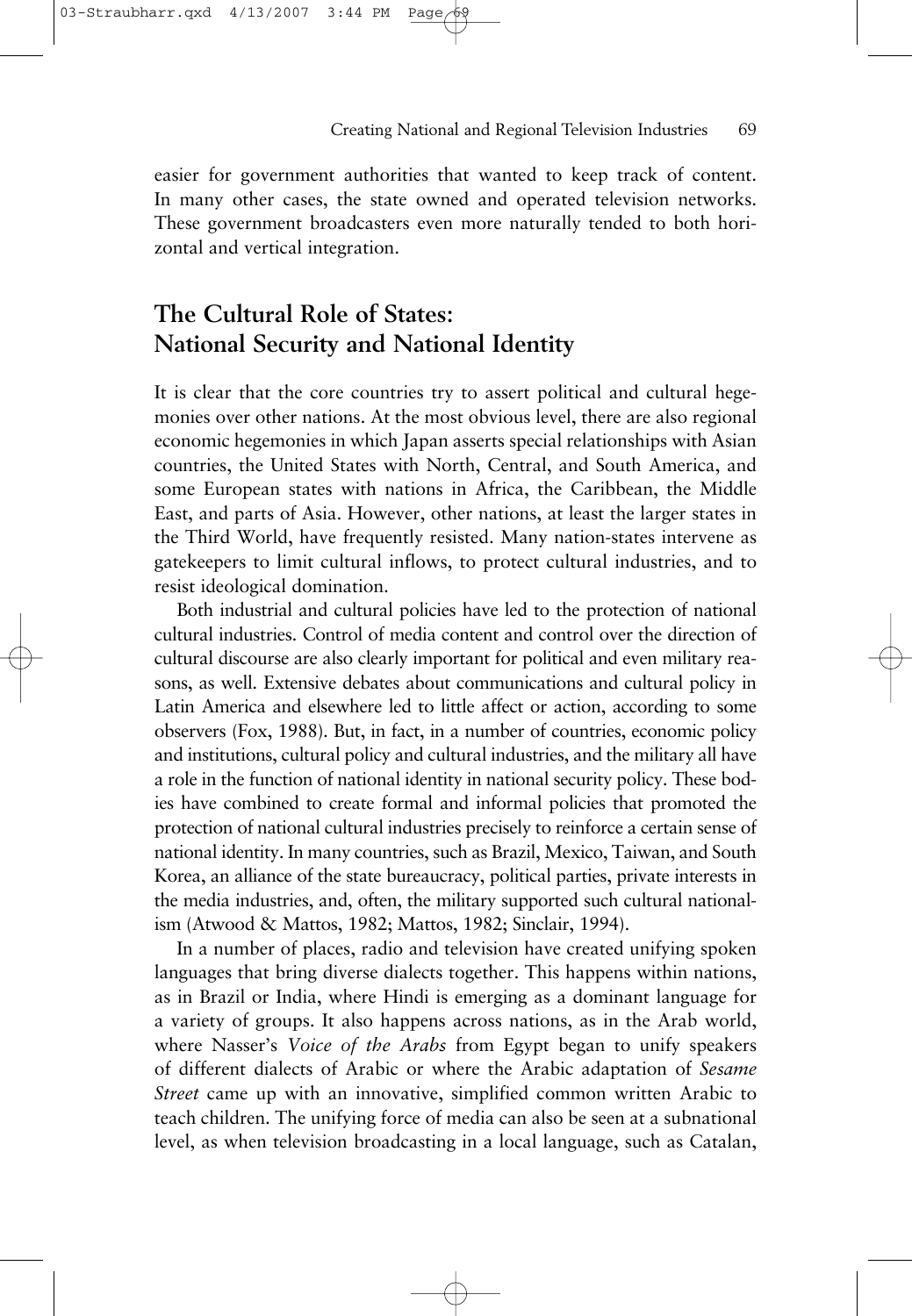easier for government authorities that wanted to keep track of content. In many other cases, the state owned and operated television networks. These government broadcasters even more naturally tended to both horizontal and vertical integration.

## The Cultural Role of States: National Security and National Identity

It is clear that the core countries try to assert political and cultural hegemonies over other nations. At the most obvious level, there are also regional economic hegemonies in which Japan asserts special relationships with Asian countries, the United States with North, Central, and South America, and some European states with nations in Africa, the Caribbean, the Middle East, and parts of Asia. However, other nations, at least the larger states in the Third World, have frequently resisted. Many nation-states intervene as gatekeepers to limit cultural inflows, to protect cultural industries, and to resist ideological domination.

Both industrial and cultural policies have led to the protection of national cultural industries. Control of media content and control over the direction of cultural discourse are also clearly important for political and even military reasons, as well. Extensive debates about communications and cultural policy in Latin America and elsewhere led to little affect or action, according to some observers (Fox, 1988). But, in fact, in a number of countries, economic policy and institutions, cultural policy and cultural industries, and the military all have a role in the function of national identity in national security policy. These bodies have combined to create formal and informal policies that promoted the protection of national cultural industries precisely to reinforce a certain sense of national identity. In many countries, such as Brazil, Mexico, Taiwan, and South Korea, an alliance of the state bureaucracy, political parties, private interests in the media industries, and, often, the military supported such cultural nationalism (Atwood & Mattos, 1982; Mattos, 1982; Sinclair, 1994).

In a number of places, radio and television have created unifying spoken languages that bring diverse dialects together. This happens within nations, as in Brazil or India, where Hindi is emerging as a dominant language for a variety of groups. It also happens across nations, as in the Arab world, where Nasser's *Voice of the Arabs* from Egypt began to unify speakers of different dialects of Arabic or where the Arabic adaptation of *Sesame Street* came up with an innovative, simplified common written Arabic to teach children. The unifying force of media can also be seen at a subnational level, as when television broadcasting in a local language, such as Catalan,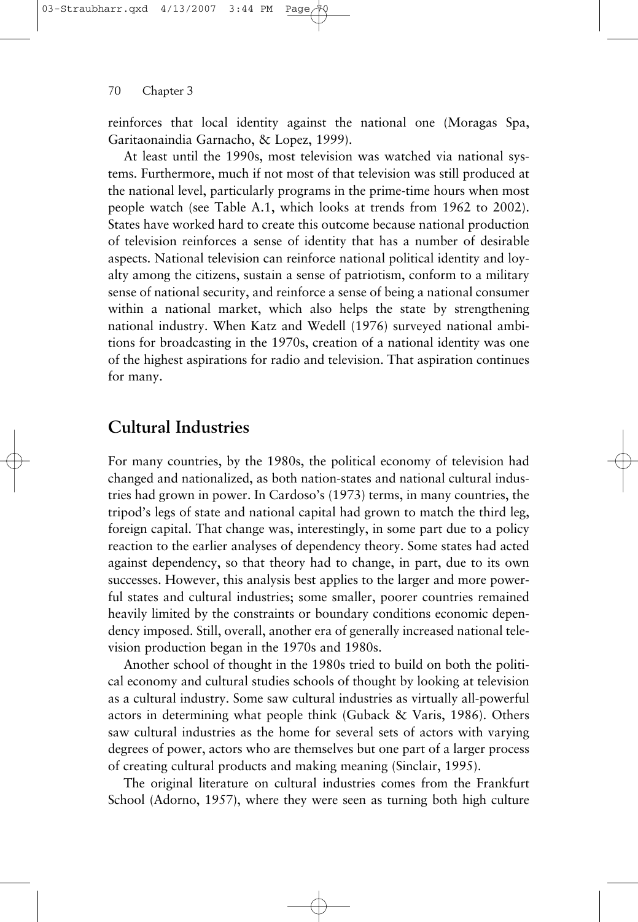reinforces that local identity against the national one (Moragas Spa, Garitaonaindia Garnacho, & Lopez, 1999).

At least until the 1990s, most television was watched via national systems. Furthermore, much if not most of that television was still produced at the national level, particularly programs in the prime-time hours when most people watch (see Table A.1, which looks at trends from 1962 to 2002). States have worked hard to create this outcome because national production of television reinforces a sense of identity that has a number of desirable aspects. National television can reinforce national political identity and loyalty among the citizens, sustain a sense of patriotism, conform to a military sense of national security, and reinforce a sense of being a national consumer within a national market, which also helps the state by strengthening national industry. When Katz and Wedell (1976) surveyed national ambitions for broadcasting in the 1970s, creation of a national identity was one of the highest aspirations for radio and television. That aspiration continues for many.

## Cultural Industries

For many countries, by the 1980s, the political economy of television had changed and nationalized, as both nation-states and national cultural industries had grown in power. In Cardoso's (1973) terms, in many countries, the tripod's legs of state and national capital had grown to match the third leg, foreign capital. That change was, interestingly, in some part due to a policy reaction to the earlier analyses of dependency theory. Some states had acted against dependency, so that theory had to change, in part, due to its own successes. However, this analysis best applies to the larger and more powerful states and cultural industries; some smaller, poorer countries remained heavily limited by the constraints or boundary conditions economic dependency imposed. Still, overall, another era of generally increased national television production began in the 1970s and 1980s.

Another school of thought in the 1980s tried to build on both the political economy and cultural studies schools of thought by looking at television as a cultural industry. Some saw cultural industries as virtually all-powerful actors in determining what people think (Guback & Varis, 1986). Others saw cultural industries as the home for several sets of actors with varying degrees of power, actors who are themselves but one part of a larger process of creating cultural products and making meaning (Sinclair, 1995).

The original literature on cultural industries comes from the Frankfurt School (Adorno, 1957), where they were seen as turning both high culture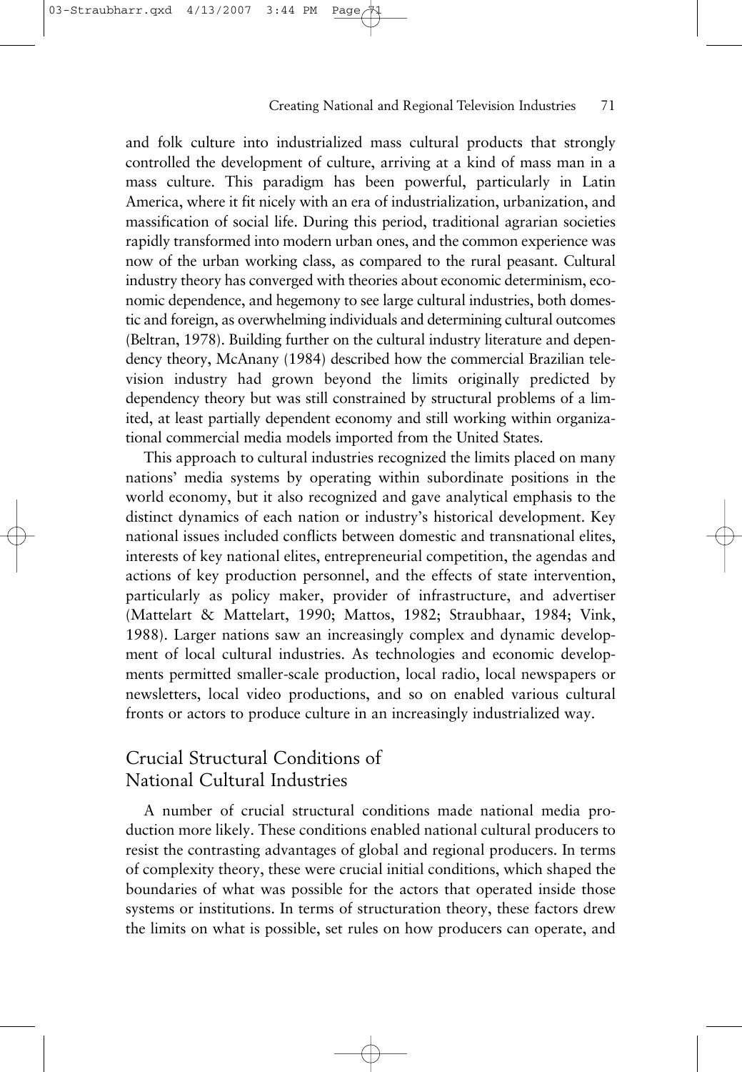and folk culture into industrialized mass cultural products that strongly controlled the development of culture, arriving at a kind of mass man in a mass culture. This paradigm has been powerful, particularly in Latin America, where it fit nicely with an era of industrialization, urbanization, and massification of social life. During this period, traditional agrarian societies rapidly transformed into modern urban ones, and the common experience was now of the urban working class, as compared to the rural peasant. Cultural industry theory has converged with theories about economic determinism, economic dependence, and hegemony to see large cultural industries, both domestic and foreign, as overwhelming individuals and determining cultural outcomes (Beltran, 1978). Building further on the cultural industry literature and dependency theory, McAnany (1984) described how the commercial Brazilian television industry had grown beyond the limits originally predicted by dependency theory but was still constrained by structural problems of a limited, at least partially dependent economy and still working within organizational commercial media models imported from the United States.

This approach to cultural industries recognized the limits placed on many nations' media systems by operating within subordinate positions in the world economy, but it also recognized and gave analytical emphasis to the distinct dynamics of each nation or industry's historical development. Key national issues included conflicts between domestic and transnational elites, interests of key national elites, entrepreneurial competition, the agendas and actions of key production personnel, and the effects of state intervention, particularly as policy maker, provider of infrastructure, and advertiser (Mattelart & Mattelart, 1990; Mattos, 1982; Straubhaar, 1984; Vink, 1988). Larger nations saw an increasingly complex and dynamic development of local cultural industries. As technologies and economic developments permitted smaller-scale production, local radio, local newspapers or newsletters, local video productions, and so on enabled various cultural fronts or actors to produce culture in an increasingly industrialized way.

## Crucial Structural Conditions of National Cultural Industries

A number of crucial structural conditions made national media production more likely. These conditions enabled national cultural producers to resist the contrasting advantages of global and regional producers. In terms of complexity theory, these were crucial initial conditions, which shaped the boundaries of what was possible for the actors that operated inside those systems or institutions. In terms of structuration theory, these factors drew the limits on what is possible, set rules on how producers can operate, and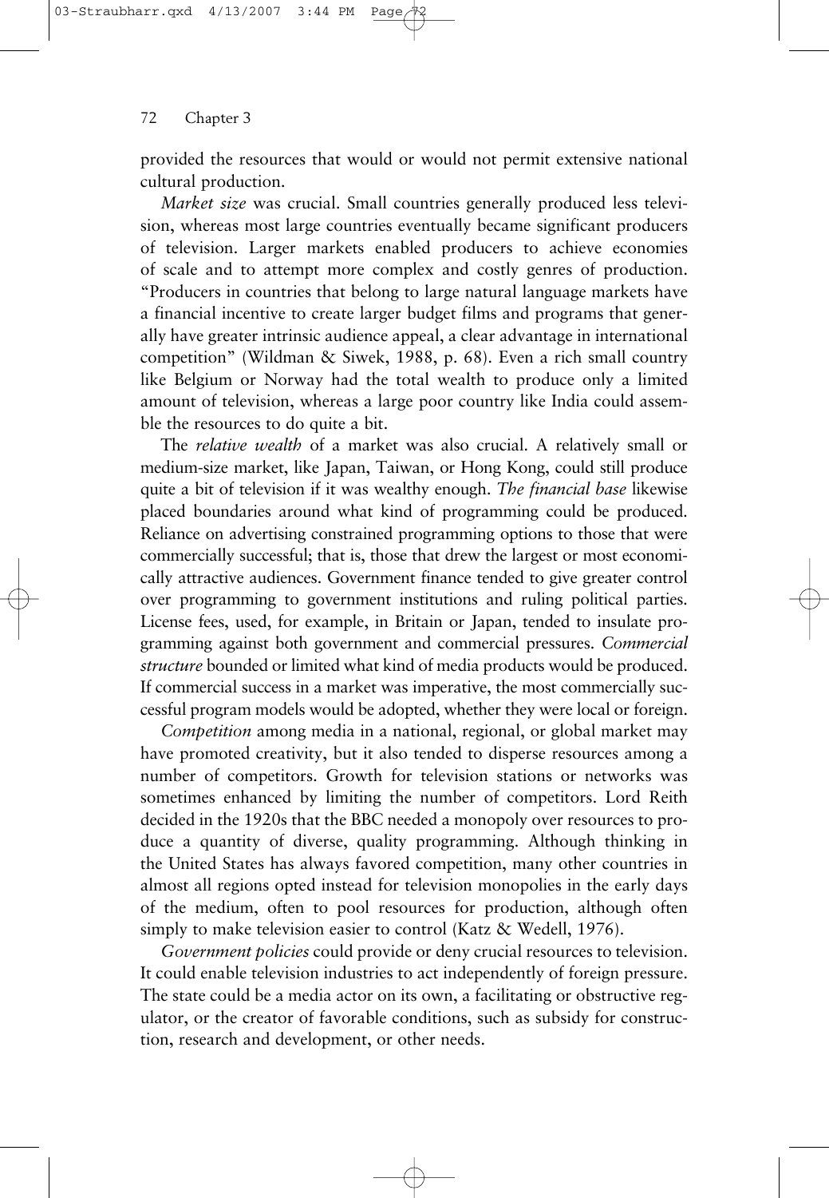provided the resources that would or would not permit extensive national cultural production.

*Market size* was crucial. Small countries generally produced less television, whereas most large countries eventually became significant producers of television. Larger markets enabled producers to achieve economies of scale and to attempt more complex and costly genres of production. "Producers in countries that belong to large natural language markets have a financial incentive to create larger budget films and programs that generally have greater intrinsic audience appeal, a clear advantage in international competition" (Wildman & Siwek, 1988, p. 68). Even a rich small country like Belgium or Norway had the total wealth to produce only a limited amount of television, whereas a large poor country like India could assemble the resources to do quite a bit.

The *relative wealth* of a market was also crucial. A relatively small or medium-size market, like Japan, Taiwan, or Hong Kong, could still produce quite a bit of television if it was wealthy enough. *The financial base* likewise placed boundaries around what kind of programming could be produced. Reliance on advertising constrained programming options to those that were commercially successful; that is, those that drew the largest or most economically attractive audiences. Government finance tended to give greater control over programming to government institutions and ruling political parties. License fees, used, for example, in Britain or Japan, tended to insulate programming against both government and commercial pressures. *Commercial structure* bounded or limited what kind of media products would be produced. If commercial success in a market was imperative, the most commercially successful program models would be adopted, whether they were local or foreign.

*Competition* among media in a national, regional, or global market may have promoted creativity, but it also tended to disperse resources among a number of competitors. Growth for television stations or networks was sometimes enhanced by limiting the number of competitors. Lord Reith decided in the 1920s that the BBC needed a monopoly over resources to produce a quantity of diverse, quality programming. Although thinking in the United States has always favored competition, many other countries in almost all regions opted instead for television monopolies in the early days of the medium, often to pool resources for production, although often simply to make television easier to control (Katz & Wedell, 1976).

*Government policies* could provide or deny crucial resources to television. It could enable television industries to act independently of foreign pressure. The state could be a media actor on its own, a facilitating or obstructive regulator, or the creator of favorable conditions, such as subsidy for construction, research and development, or other needs.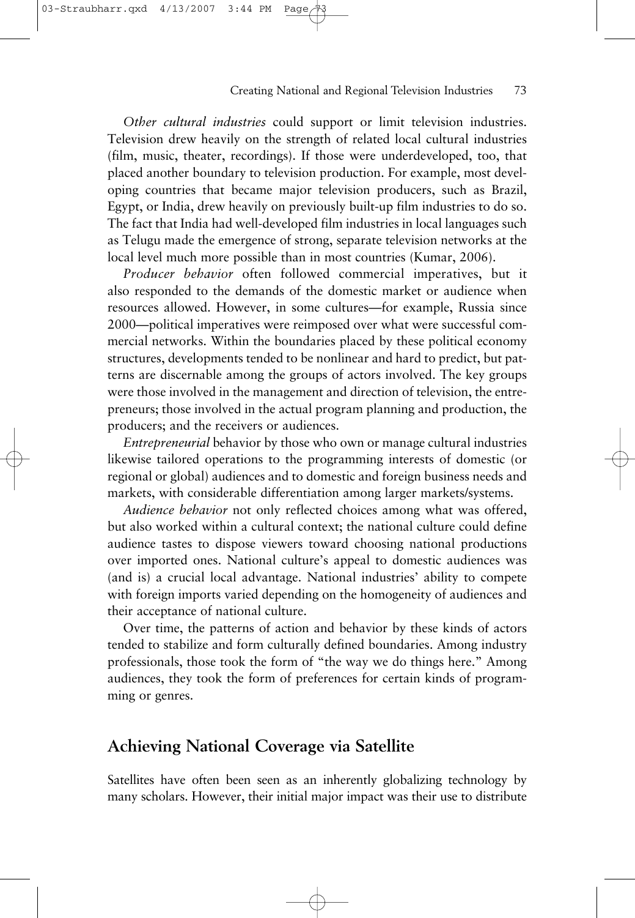*Other cultural industries* could support or limit television industries. Television drew heavily on the strength of related local cultural industries (film, music, theater, recordings). If those were underdeveloped, too, that placed another boundary to television production. For example, most developing countries that became major television producers, such as Brazil, Egypt, or India, drew heavily on previously built-up film industries to do so. The fact that India had well-developed film industries in local languages such as Telugu made the emergence of strong, separate television networks at the local level much more possible than in most countries (Kumar, 2006).

*Producer behavior* often followed commercial imperatives, but it also responded to the demands of the domestic market or audience when resources allowed. However, in some cultures—for example, Russia since 2000—political imperatives were reimposed over what were successful commercial networks. Within the boundaries placed by these political economy structures, developments tended to be nonlinear and hard to predict, but patterns are discernable among the groups of actors involved. The key groups were those involved in the management and direction of television, the entrepreneurs; those involved in the actual program planning and production, the producers; and the receivers or audiences.

*Entrepreneurial* behavior by those who own or manage cultural industries likewise tailored operations to the programming interests of domestic (or regional or global) audiences and to domestic and foreign business needs and markets, with considerable differentiation among larger markets/systems.

*Audience behavior* not only reflected choices among what was offered, but also worked within a cultural context; the national culture could define audience tastes to dispose viewers toward choosing national productions over imported ones. National culture's appeal to domestic audiences was (and is) a crucial local advantage. National industries' ability to compete with foreign imports varied depending on the homogeneity of audiences and their acceptance of national culture.

Over time, the patterns of action and behavior by these kinds of actors tended to stabilize and form culturally defined boundaries. Among industry professionals, those took the form of "the way we do things here." Among audiences, they took the form of preferences for certain kinds of programming or genres.

## Achieving National Coverage via Satellite

Satellites have often been seen as an inherently globalizing technology by many scholars. However, their initial major impact was their use to distribute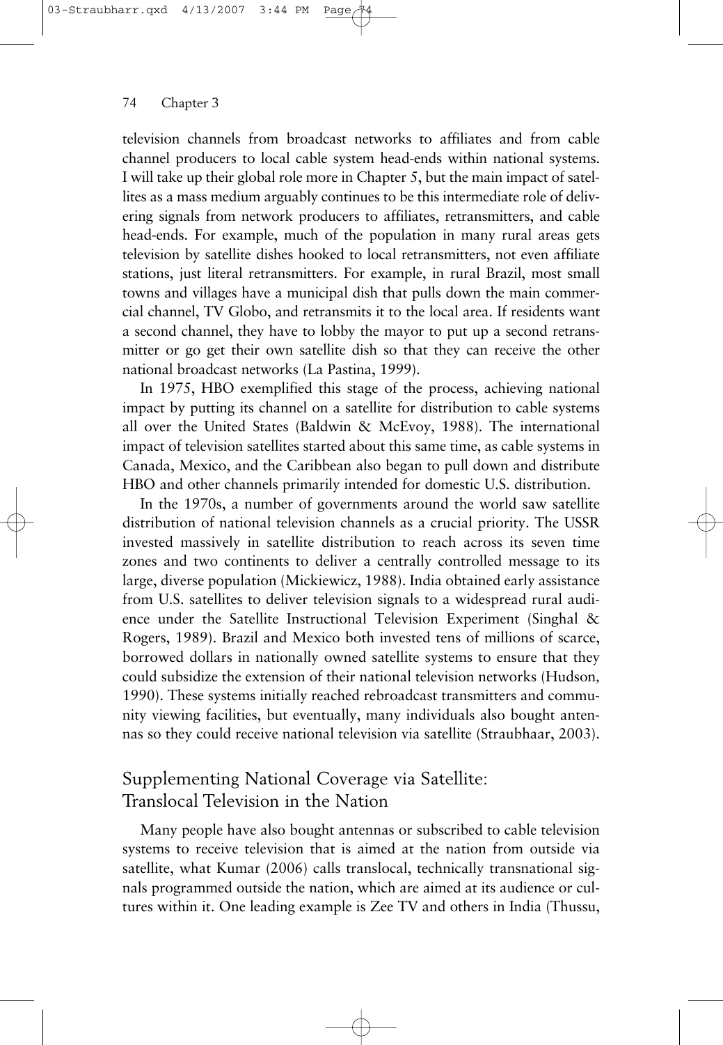television channels from broadcast networks to affiliates and from cable channel producers to local cable system head-ends within national systems. I will take up their global role more in Chapter 5, but the main impact of satellites as a mass medium arguably continues to be this intermediate role of delivering signals from network producers to affiliates, retransmitters, and cable head-ends. For example, much of the population in many rural areas gets television by satellite dishes hooked to local retransmitters, not even affiliate stations, just literal retransmitters. For example, in rural Brazil, most small towns and villages have a municipal dish that pulls down the main commercial channel, TV Globo, and retransmits it to the local area. If residents want a second channel, they have to lobby the mayor to put up a second retransmitter or go get their own satellite dish so that they can receive the other national broadcast networks (La Pastina, 1999).

In 1975, HBO exemplified this stage of the process, achieving national impact by putting its channel on a satellite for distribution to cable systems all over the United States (Baldwin & McEvoy, 1988). The international impact of television satellites started about this same time, as cable systems in Canada, Mexico, and the Caribbean also began to pull down and distribute HBO and other channels primarily intended for domestic U.S. distribution.

In the 1970s, a number of governments around the world saw satellite distribution of national television channels as a crucial priority. The USSR invested massively in satellite distribution to reach across its seven time zones and two continents to deliver a centrally controlled message to its large, diverse population (Mickiewicz, 1988). India obtained early assistance from U.S. satellites to deliver television signals to a widespread rural audience under the Satellite Instructional Television Experiment (Singhal & Rogers, 1989). Brazil and Mexico both invested tens of millions of scarce, borrowed dollars in nationally owned satellite systems to ensure that they could subsidize the extension of their national television networks (Hudson, 1990). These systems initially reached rebroadcast transmitters and community viewing facilities, but eventually, many individuals also bought antennas so they could receive national television via satellite (Straubhaar, 2003).

## Supplementing National Coverage via Satellite: Translocal Television in the Nation

Many people have also bought antennas or subscribed to cable television systems to receive television that is aimed at the nation from outside via satellite, what Kumar (2006) calls translocal, technically transnational signals programmed outside the nation, which are aimed at its audience or cultures within it. One leading example is Zee TV and others in India (Thussu,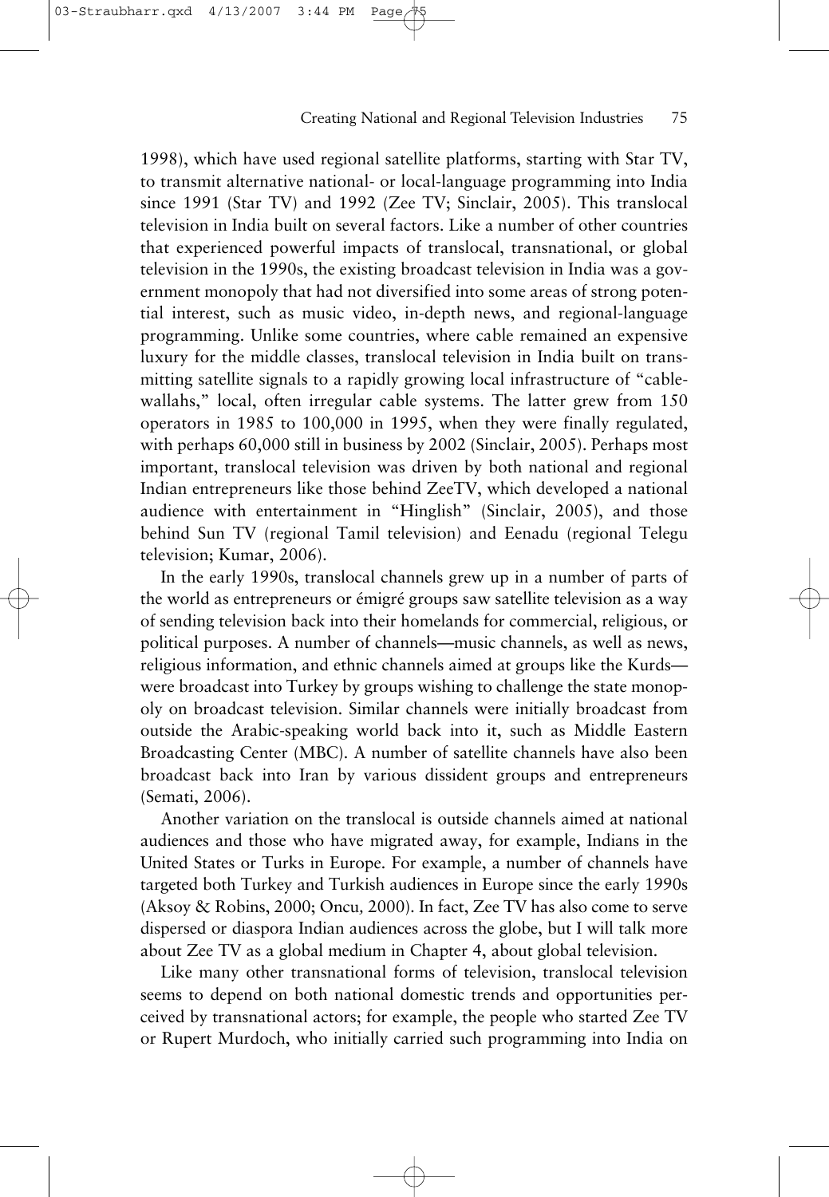1998), which have used regional satellite platforms, starting with Star TV, to transmit alternative national- or local-language programming into India since 1991 (Star TV) and 1992 (Zee TV; Sinclair, 2005). This translocal television in India built on several factors. Like a number of other countries that experienced powerful impacts of translocal, transnational, or global television in the 1990s, the existing broadcast television in India was a government monopoly that had not diversified into some areas of strong potential interest, such as music video, in-depth news, and regional-language programming. Unlike some countries, where cable remained an expensive luxury for the middle classes, translocal television in India built on transmitting satellite signals to a rapidly growing local infrastructure of "cablewallahs," local, often irregular cable systems. The latter grew from 150 operators in 1985 to 100,000 in 1995, when they were finally regulated, with perhaps 60,000 still in business by 2002 (Sinclair, 2005). Perhaps most important, translocal television was driven by both national and regional Indian entrepreneurs like those behind ZeeTV, which developed a national audience with entertainment in "Hinglish" (Sinclair, 2005), and those behind Sun TV (regional Tamil television) and Eenadu (regional Telegu television; Kumar, 2006).

In the early 1990s, translocal channels grew up in a number of parts of the world as entrepreneurs or émigré groups saw satellite television as a way of sending television back into their homelands for commercial, religious, or political purposes. A number of channels—music channels, as well as news, religious information, and ethnic channels aimed at groups like the Kurds—were broadcast into Turkey by groups wishing to challenge the state monopoly on broadcast television. Similar channels were initially broadcast from outside the Arabic-speaking world back into it, such as Middle Eastern Broadcasting Center (MBC). A number of satellite channels have also been broadcast back into Iran by various dissident groups and entrepreneurs (Semati, 2006).

Another variation on the translocal is outside channels aimed at national audiences and those who have migrated away, for example, Indians in the United States or Turks in Europe. For example, a number of channels have targeted both Turkey and Turkish audiences in Europe since the early 1990s (Aksoy & Robins, 2000; Oncu, 2000). In fact, Zee TV has also come to serve dispersed or diaspora Indian audiences across the globe, but I will talk more about Zee TV as a global medium in Chapter 4, about global television.

Like many other transnational forms of television, translocal television seems to depend on both national domestic trends and opportunities perceived by transnational actors; for example, the people who started Zee TV or Rupert Murdoch, who initially carried such programming into India on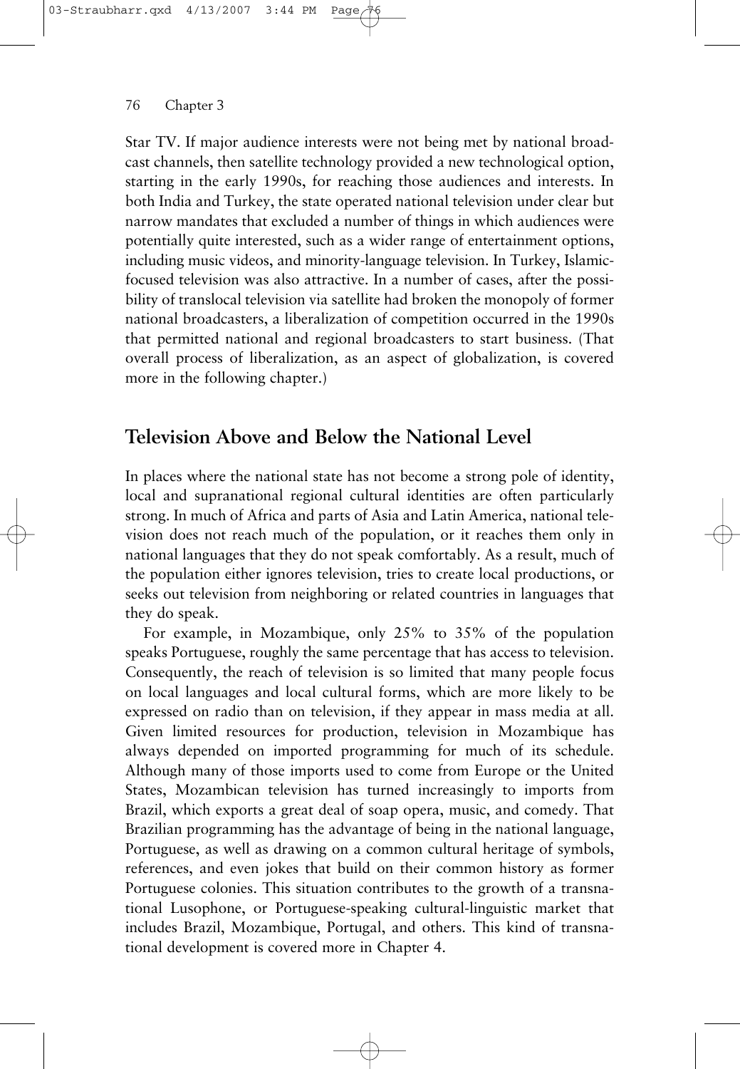Star TV. If major audience interests were not being met by national broadcast channels, then satellite technology provided a new technological option, starting in the early 1990s, for reaching those audiences and interests. In both India and Turkey, the state operated national television under clear but narrow mandates that excluded a number of things in which audiences were potentially quite interested, such as a wider range of entertainment options, including music videos, and minority-language television. In Turkey, Islamic-focused television was also attractive. In a number of cases, after the possibility of translocal television via satellite had broken the monopoly of former national broadcasters, a liberalization of competition occurred in the 1990s that permitted national and regional broadcasters to start business. (That overall process of liberalization, as an aspect of globalization, is covered more in the following chapter.)

## Television Above and Below the National Level

In places where the national state has not become a strong pole of identity, local and supranational regional cultural identities are often particularly strong. In much of Africa and parts of Asia and Latin America, national television does not reach much of the population, or it reaches them only in national languages that they do not speak comfortably. As a result, much of the population either ignores television, tries to create local productions, or seeks out television from neighboring or related countries in languages that they do speak.

For example, in Mozambique, only 25% to 35% of the population speaks Portuguese, roughly the same percentage that has access to television. Consequently, the reach of television is so limited that many people focus on local languages and local cultural forms, which are more likely to be expressed on radio than on television, if they appear in mass media at all. Given limited resources for production, television in Mozambique has always depended on imported programming for much of its schedule. Although many of those imports used to come from Europe or the United States, Mozambican television has turned increasingly to imports from Brazil, which exports a great deal of soap opera, music, and comedy. That Brazilian programming has the advantage of being in the national language, Portuguese, as well as drawing on a common cultural heritage of symbols, references, and even jokes that build on their common history as former Portuguese colonies. This situation contributes to the growth of a transnational Lusophone, or Portuguese-speaking cultural-linguistic market that includes Brazil, Mozambique, Portugal, and others. This kind of transnational development is covered more in Chapter 4.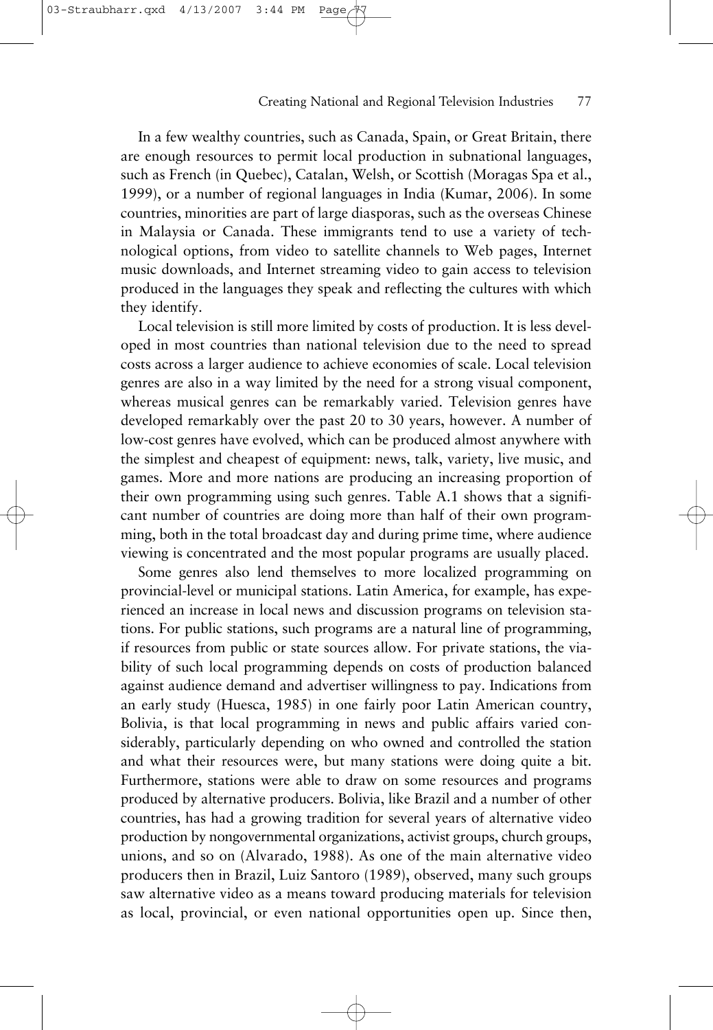In a few wealthy countries, such as Canada, Spain, or Great Britain, there are enough resources to permit local production in subnational languages, such as French (in Quebec), Catalan, Welsh, or Scottish (Moragas Spa et al., 1999), or a number of regional languages in India (Kumar, 2006). In some countries, minorities are part of large diasporas, such as the overseas Chinese in Malaysia or Canada. These immigrants tend to use a variety of technological options, from video to satellite channels to Web pages, Internet music downloads, and Internet streaming video to gain access to television produced in the languages they speak and reflecting the cultures with which they identify.

Local television is still more limited by costs of production. It is less developed in most countries than national television due to the need to spread costs across a larger audience to achieve economies of scale. Local television genres are also in a way limited by the need for a strong visual component, whereas musical genres can be remarkably varied. Television genres have developed remarkably over the past 20 to 30 years, however. A number of low-cost genres have evolved, which can be produced almost anywhere with the simplest and cheapest of equipment: news, talk, variety, live music, and games. More and more nations are producing an increasing proportion of their own programming using such genres. Table A.1 shows that a significant number of countries are doing more than half of their own programming, both in the total broadcast day and during prime time, where audience viewing is concentrated and the most popular programs are usually placed.

Some genres also lend themselves to more localized programming on provincial-level or municipal stations. Latin America, for example, has experienced an increase in local news and discussion programs on television stations. For public stations, such programs are a natural line of programming, if resources from public or state sources allow. For private stations, the viability of such local programming depends on costs of production balanced against audience demand and advertiser willingness to pay. Indications from an early study (Huesca, 1985) in one fairly poor Latin American country, Bolivia, is that local programming in news and public affairs varied considerably, particularly depending on who owned and controlled the station and what their resources were, but many stations were doing quite a bit. Furthermore, stations were able to draw on some resources and programs produced by alternative producers. Bolivia, like Brazil and a number of other countries, has had a growing tradition for several years of alternative video production by nongovernmental organizations, activist groups, church groups, unions, and so on (Alvarado, 1988). As one of the main alternative video producers then in Brazil, Luiz Santoro (1989), observed, many such groups saw alternative video as a means toward producing materials for television as local, provincial, or even national opportunities open up. Since then,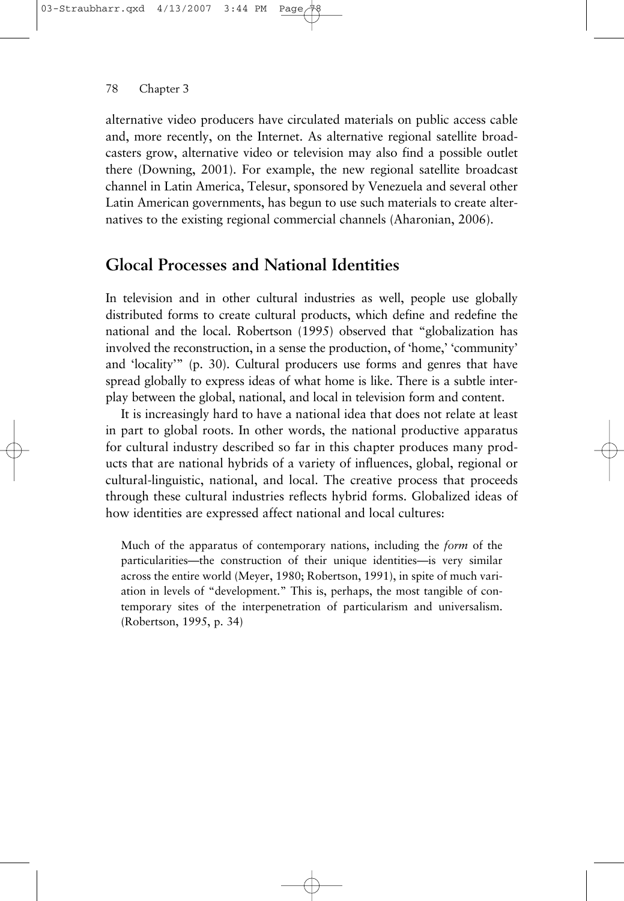alternative video producers have circulated materials on public access cable and, more recently, on the Internet. As alternative regional satellite broadcasters grow, alternative video or television may also find a possible outlet there (Downing, 2001). For example, the new regional satellite broadcast channel in Latin America, Telesur, sponsored by Venezuela and several other Latin American governments, has begun to use such materials to create alternatives to the existing regional commercial channels (Aharonian, 2006).

## Glocal Processes and National Identities

In television and in other cultural industries as well, people use globally distributed forms to create cultural products, which define and redefine the national and the local. Robertson (1995) observed that "globalization has involved the reconstruction, in a sense the production, of 'home,' 'community' and 'locality'" (p. 30). Cultural producers use forms and genres that have spread globally to express ideas of what home is like. There is a subtle interplay between the global, national, and local in television form and content.

It is increasingly hard to have a national idea that does not relate at least in part to global roots. In other words, the national productive apparatus for cultural industry described so far in this chapter produces many products that are national hybrids of a variety of influences, global, regional or cultural-linguistic, national, and local. The creative process that proceeds through these cultural industries reflects hybrid forms. Globalized ideas of how identities are expressed affect national and local cultures:

> Much of the apparatus of contemporary nations, including the *form* of the particularities—the construction of their unique identities—is very similar across the entire world (Meyer, 1980; Robertson, 1991), in spite of much variation in levels of "development." This is, perhaps, the most tangible of contemporary sites of the interpenetration of particularism and universalism. (Robertson, 1995, p. 34)